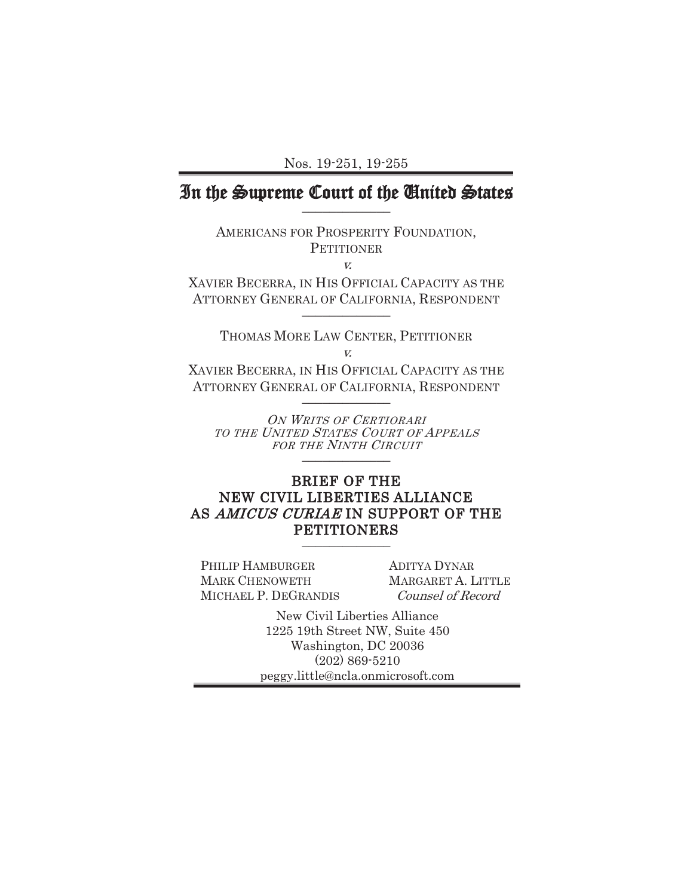Nos. 19-251, 19-255

# In the Supreme Court of the United States

AMERICANS FOR PROSPERITY FOUNDATION, PETITIONER

*v.*

XAVIER BECERRA, IN HIS OFFICIAL CAPACITY AS THE ATTORNEY GENERAL OF CALIFORNIA, RESPONDENT

THOMAS MORE LAW CENTER, PETITIONER

*v.*

XAVIER BECERRA, IN HIS OFFICIAL CAPACITY AS THE ATTORNEY GENERAL OF CALIFORNIA, RESPONDENT

*ON WRITS OF CERTIORARI TO THE UNITED STATES COURT OF APPEALS FOR THE NINTH CIRCUIT*

## BRIEF OF THE NEW CIVIL LIBERTIES ALLIANCE AS *AMICUS CURIAE* IN SUPPORT OF THE PETITIONERS

PHILIP HAMBURGER
MARK CHENOWETH
MICHAEL P. DEGRANDIS

ADITYA DYNAR
MARGARET A. LITTLE
*Counsel of Record*

New Civil Liberties Alliance
1225 19th Street NW, Suite 450
Washington, DC 20036
(202) 869-5210
peggy.little@ncla.onmicrosoft.com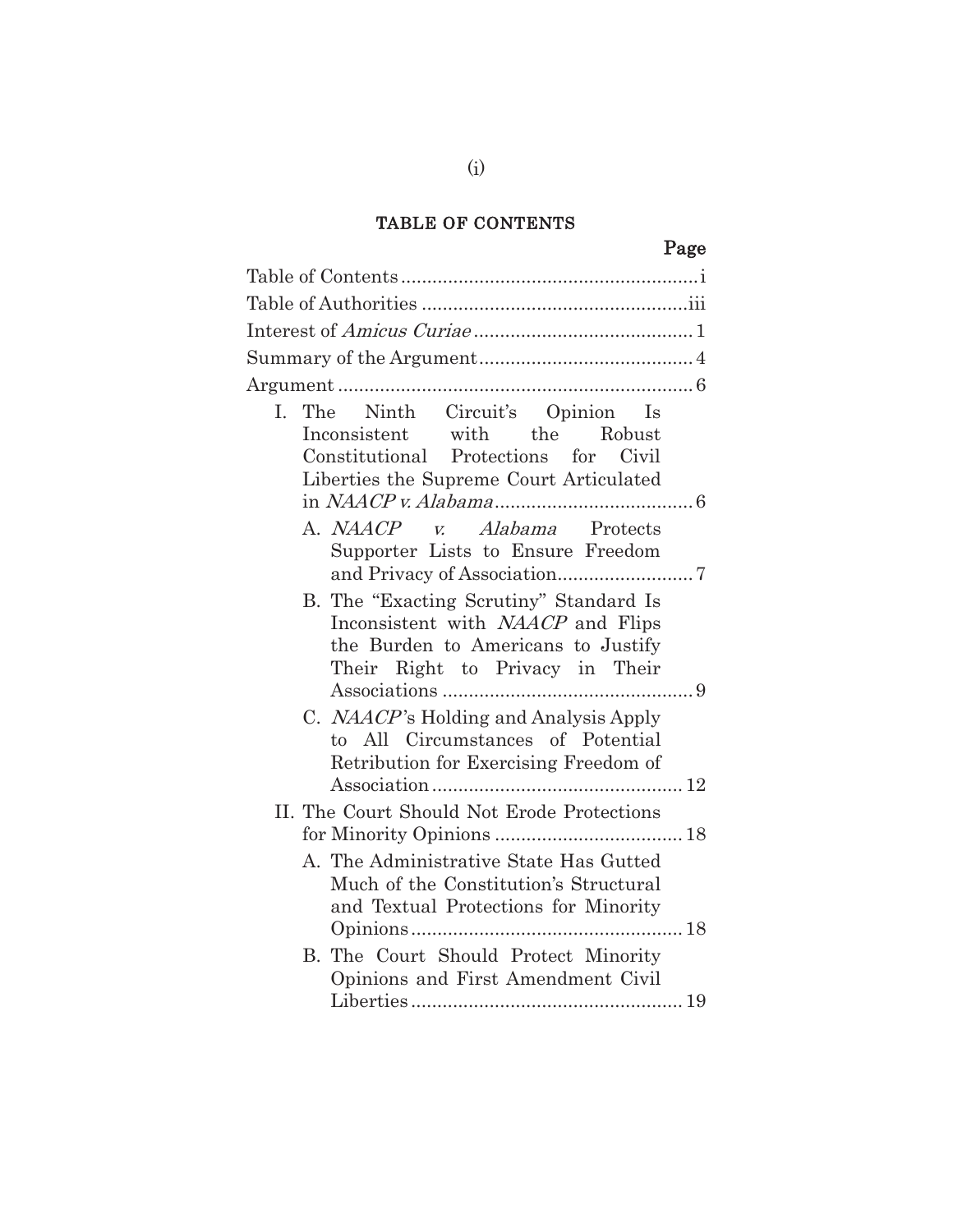# TABLE OF CONTENTS

| | Page |
|---|---|
| Table of Contents | i |
| Table of Authorities | iii |
| Interest of *Amicus Curiae* | 1 |
| Summary of the Argument | 4 |
| Argument | 6 |
| I. The Ninth Circuit's Opinion Is Inconsistent with the Robust Constitutional Protections for Civil Liberties the Supreme Court Articulated in *NAACP v. Alabama* | 6 |
| A. *NAACP v. Alabama* Protects Supporter Lists to Ensure Freedom and Privacy of Association | 7 |
| B. The "Exacting Scrutiny" Standard Is Inconsistent with *NAACP* and Flips the Burden to Americans to Justify Their Right to Privacy in Their Associations | 9 |
| C. *NAACP*'s Holding and Analysis Apply to All Circumstances of Potential Retribution for Exercising Freedom of Association | 12 |
| II. The Court Should Not Erode Protections for Minority Opinions | 18 |
| A. The Administrative State Has Gutted Much of the Constitution's Structural and Textual Protections for Minority Opinions | 18 |
| B. The Court Should Protect Minority Opinions and First Amendment Civil Liberties | 19 |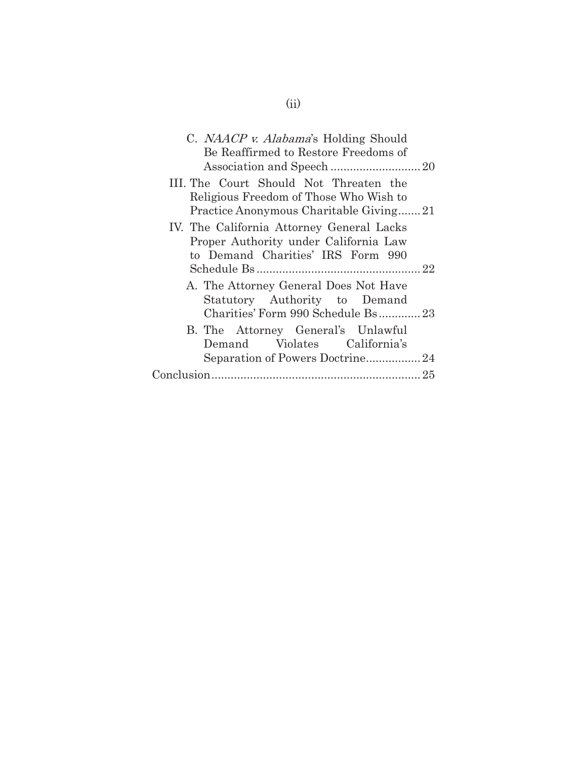C. *NAACP v. Alabama*'s Holding Should Be Reaffirmed to Restore Freedoms of Association and Speech ............................ 20

III. The Court Should Not Threaten the Religious Freedom of Those Who Wish to Practice Anonymous Charitable Giving....... 21

IV. The California Attorney General Lacks Proper Authority under California Law to Demand Charities' IRS Form 990 Schedule Bs................................................... 22

A. The Attorney General Does Not Have Statutory Authority to Demand Charities' Form 990 Schedule Bs............. 23

B. The Attorney General's Unlawful Demand Violates California's Separation of Powers Doctrine................. 24

Conclusion................................................................ 25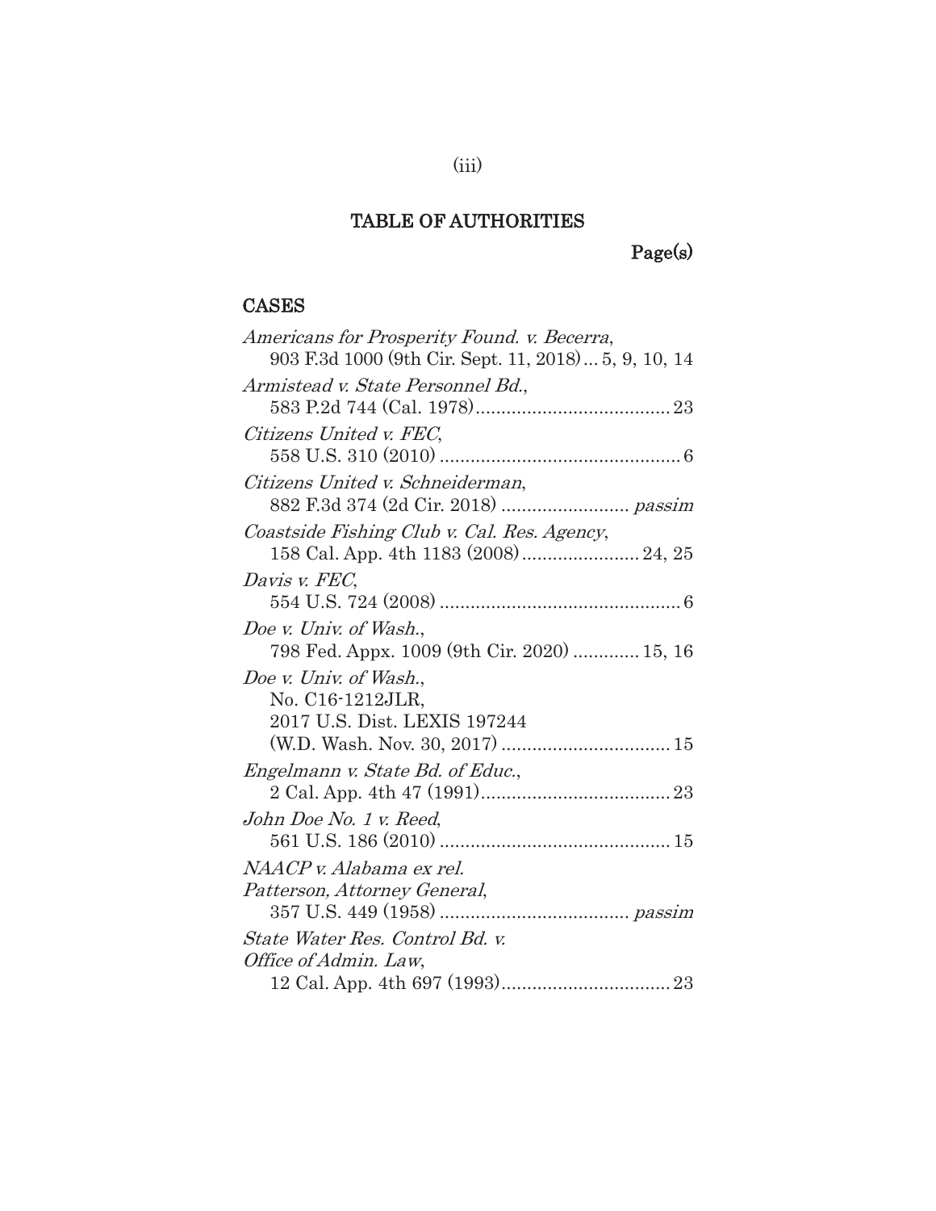## TABLE OF AUTHORITIES

**Page(s)**

### CASES

*Americans for Prosperity Found. v. Becerra*, 903 F.3d 1000 (9th Cir. Sept. 11, 2018) ... 5, 9, 10, 14

*Armistead v. State Personnel Bd.*, 583 P.2d 744 (Cal. 1978) ... 23

*Citizens United v. FEC*, 558 U.S. 310 (2010) ... 6

*Citizens United v. Schneiderman*, 882 F.3d 374 (2d Cir. 2018) ... *passim*

*Coastside Fishing Club v. Cal. Res. Agency*, 158 Cal. App. 4th 1183 (2008) ... 24, 25

*Davis v. FEC*, 554 U.S. 724 (2008) ... 6

*Doe v. Univ. of Wash.*, 798 Fed. Appx. 1009 (9th Cir. 2020) ... 15, 16

*Doe v. Univ. of Wash.*, No. C16-1212JLR, 2017 U.S. Dist. LEXIS 197244 (W.D. Wash. Nov. 30, 2017) ... 15

*Engelmann v. State Bd. of Educ.*, 2 Cal. App. 4th 47 (1991) ... 23

*John Doe No. 1 v. Reed*, 561 U.S. 186 (2010) ... 15

*NAACP v. Alabama ex rel. Patterson, Attorney General*, 357 U.S. 449 (1958) ... *passim*

*State Water Res. Control Bd. v. Office of Admin. Law*, 12 Cal. App. 4th 697 (1993) ... 23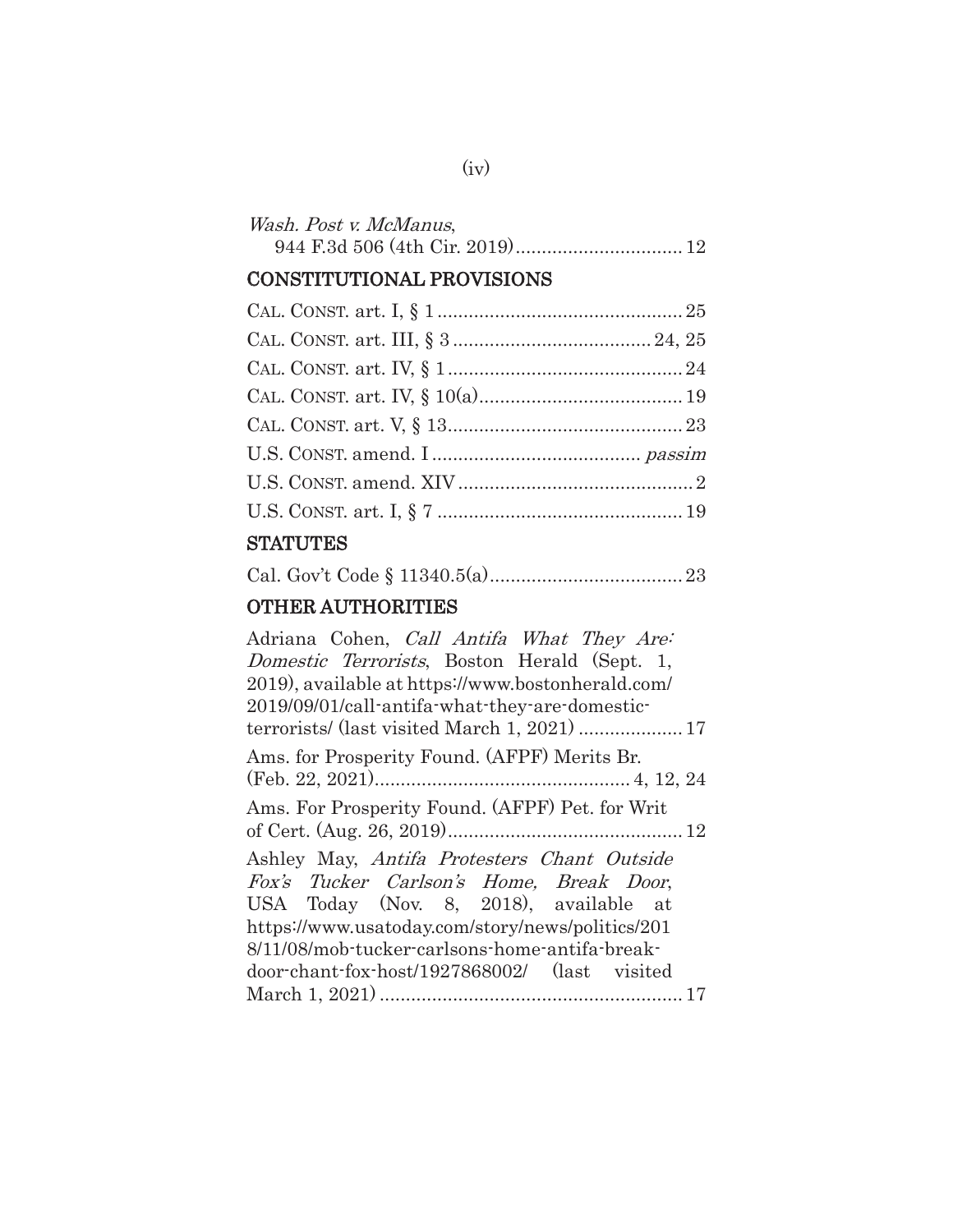*Wash. Post v. McManus*,
944 F.3d 506 (4th Cir. 2019)................................ 12

## CONSTITUTIONAL PROVISIONS

CAL. CONST. art. I, § 1 .............................................. 25

CAL. CONST. art. III, § 3 ..................................... 24, 25

CAL. CONST. art. IV, § 1 ............................................ 24

CAL. CONST. art. IV, § 10(a)...................................... 19

CAL. CONST. art. V, § 13............................................ 23

U.S. CONST. amend. I ....................................... *passim*

U.S. CONST. amend. XIV ............................................. 2

U.S. CONST. art. I, § 7 .............................................. 19

## STATUTES

Cal. Gov't Code § 11340.5(a).................................... 23

## OTHER AUTHORITIES

Adriana Cohen, *Call Antifa What They Are: Domestic Terrorists*, Boston Herald (Sept. 1, 2019), available at https://www.bostonherald.com/2019/09/01/call-antifa-what-they-are-domestic-terrorists/ (last visited March 1, 2021) .................... 17

Ams. for Prosperity Found. (AFPF) Merits Br. (Feb. 22, 2021)................................................ 4, 12, 24

Ams. For Prosperity Found. (AFPF) Pet. for Writ of Cert. (Aug. 26, 2019)............................................ 12

Ashley May, *Antifa Protesters Chant Outside Fox's Tucker Carlson's Home, Break Door*, USA Today (Nov. 8, 2018), available at https://www.usatoday.com/story/news/politics/2018/11/08/mob-tucker-carlsons-home-antifa-break-door-chant-fox-host/1927868002/ (last visited March 1, 2021) ......................................................... 17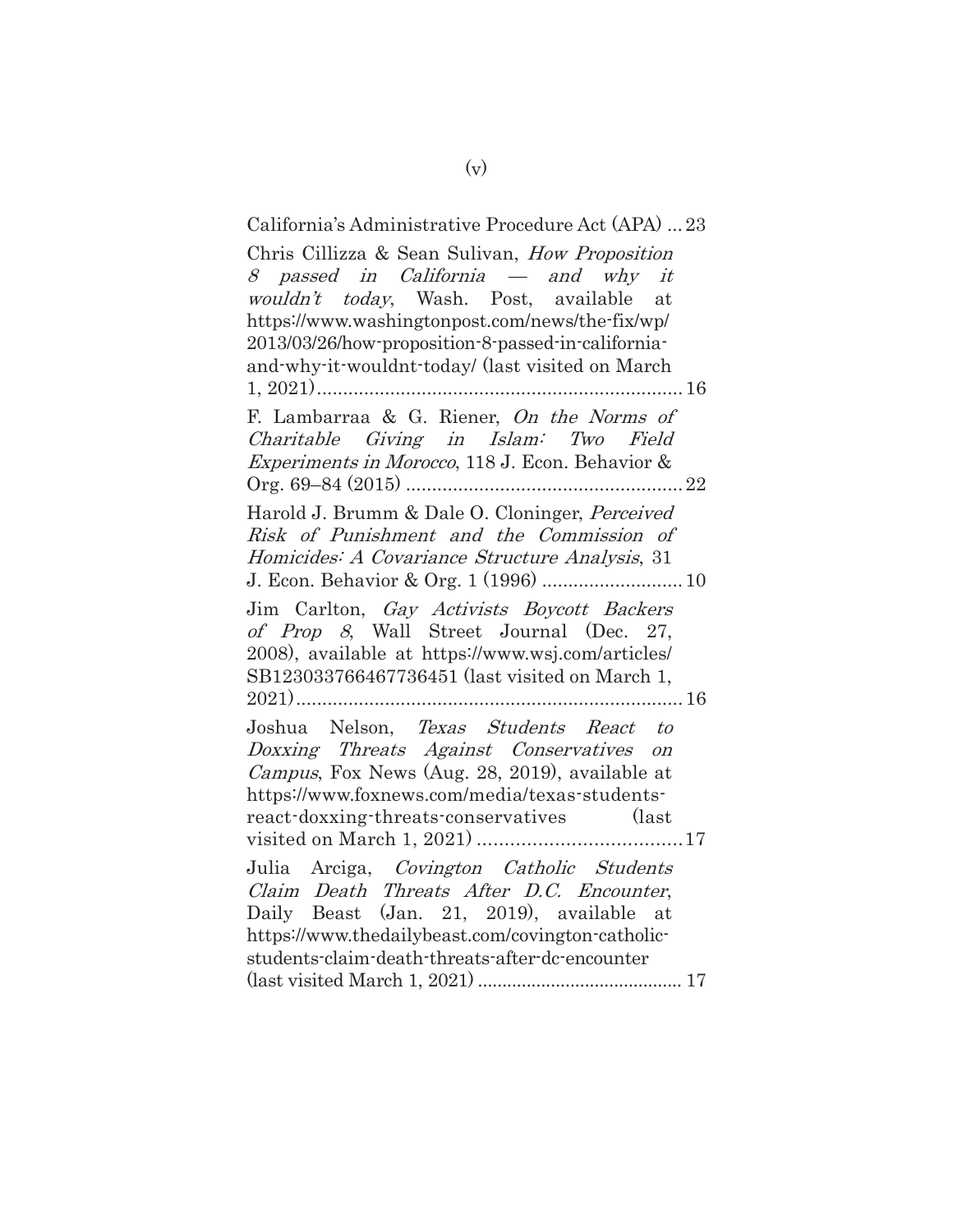California's Administrative Procedure Act (APA) ... 23

Chris Cillizza & Sean Sulivan, *How Proposition 8 passed in California — and why it wouldn't today*, Wash. Post, available at https://www.washingtonpost.com/news/the-fix/wp/2013/03/26/how-proposition-8-passed-in-california-and-why-it-wouldnt-today/ (last visited on March 1, 2021) ........................................................................ 16

F. Lambarraa & G. Riener, *On the Norms of Charitable Giving in Islam: Two Field Experiments in Morocco*, 118 J. Econ. Behavior & Org. 69–84 (2015) ........................................................ 22

Harold J. Brumm & Dale O. Cloninger, *Perceived Risk of Punishment and the Commission of Homicides: A Covariance Structure Analysis*, 31 J. Econ. Behavior & Org. 1 (1996) ........................... 10

Jim Carlton, *Gay Activists Boycott Backers of Prop 8*, Wall Street Journal (Dec. 27, 2008), available at https://www.wsj.com/articles/SB123033766467736451 (last visited on March 1, 2021) ........................................................................ 16

Joshua Nelson, *Texas Students React to Doxxing Threats Against Conservatives on Campus*, Fox News (Aug. 28, 2019), available at https://www.foxnews.com/media/texas-students-react-doxxing-threats-conservatives (last visited on March 1, 2021) ...................................... 17

Julia Arciga, *Covington Catholic Students Claim Death Threats After D.C. Encounter*, Daily Beast (Jan. 21, 2019), available at https://www.thedailybeast.com/covington-catholic-students-claim-death-threats-after-dc-encounter (last visited March 1, 2021) ......................................... 17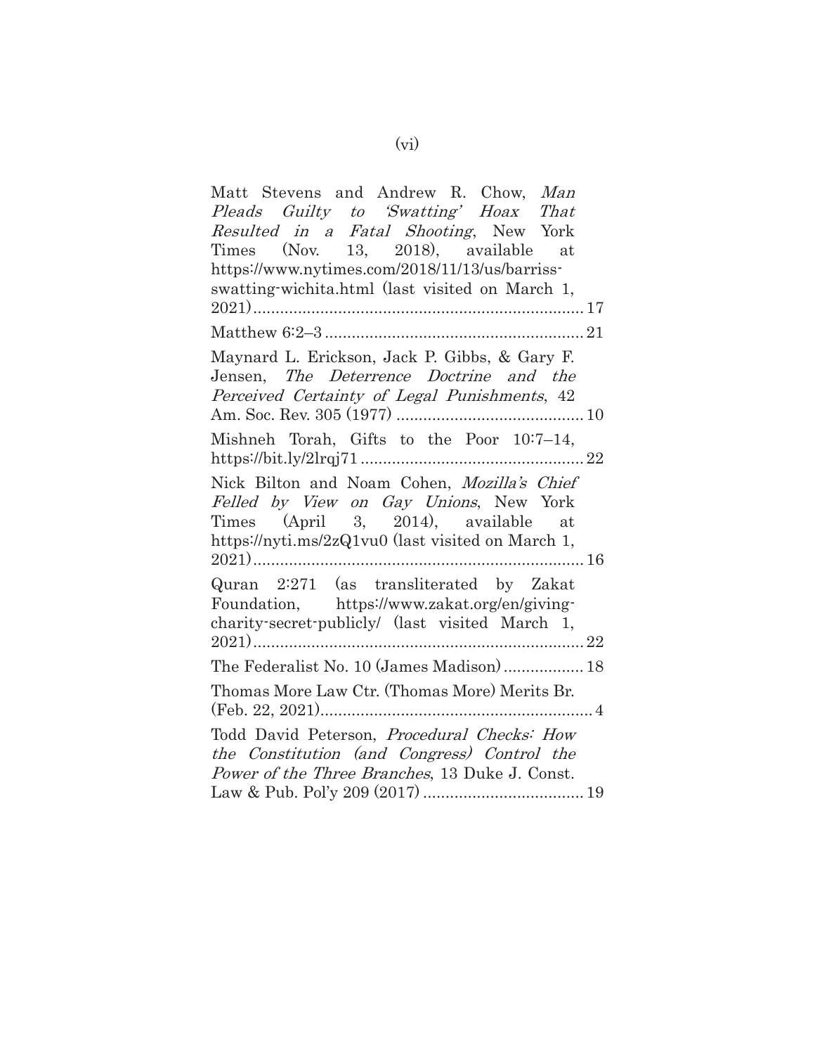Matt Stevens and Andrew R. Chow, *Man Pleads Guilty to 'Swatting' Hoax That Resulted in a Fatal Shooting*, New York Times (Nov. 13, 2018), available at https://www.nytimes.com/2018/11/13/us/barriss-swatting-wichita.html (last visited on March 1, 2021) ........................................................................ 17

Matthew 6:2–3 ........................................................ 21

Maynard L. Erickson, Jack P. Gibbs, & Gary F. Jensen, *The Deterrence Doctrine and the Perceived Certainty of Legal Punishments*, 42 Am. Soc. Rev. 305 (1977) ......................................... 10

Mishneh Torah, Gifts to the Poor 10:7–14, https://bit.ly/2lrqj71 ................................................. 22

Nick Bilton and Noam Cohen, *Mozilla's Chief Felled by View on Gay Unions*, New York Times (April 3, 2014), available at https://nyti.ms/2zQ1vu0 (last visited on March 1, 2021) ........................................................................ 16

Quran 2:271 (as transliterated by Zakat Foundation, https://www.zakat.org/en/giving-charity-secret-publicly/ (last visited March 1, 2021) ........................................................................ 22

The Federalist No. 10 (James Madison) .................. 18

Thomas More Law Ctr. (Thomas More) Merits Br. (Feb. 22, 2021) ........................................................... 4

Todd David Peterson, *Procedural Checks: How the Constitution (and Congress) Control the Power of the Three Branches*, 13 Duke J. Const. Law & Pub. Pol'y 209 (2017) .................................... 19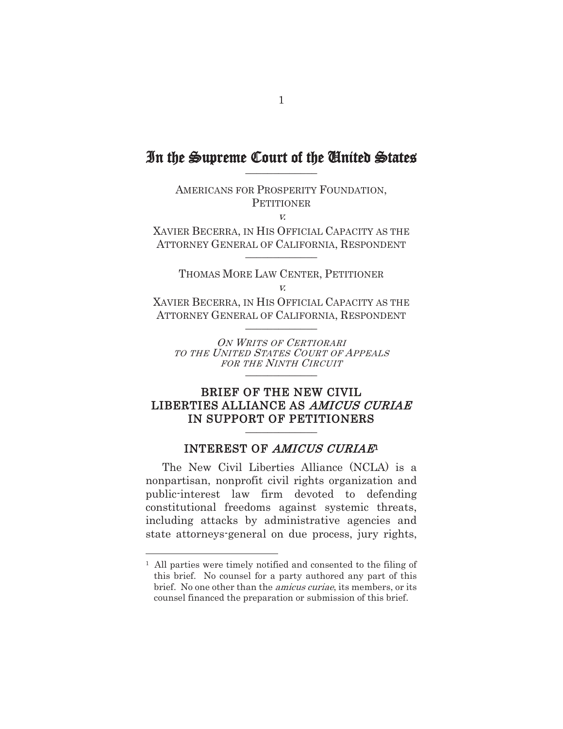# In the Supreme Court of the United States

---

AMERICANS FOR PROSPERITY FOUNDATION,
PETITIONER

*v.*

XAVIER BECERRA, IN HIS OFFICIAL CAPACITY AS THE ATTORNEY GENERAL OF CALIFORNIA, RESPONDENT

---

THOMAS MORE LAW CENTER, PETITIONER

*v.*

XAVIER BECERRA, IN HIS OFFICIAL CAPACITY AS THE ATTORNEY GENERAL OF CALIFORNIA, RESPONDENT

---

*ON WRITS OF CERTIORARI TO THE UNITED STATES COURT OF APPEALS FOR THE NINTH CIRCUIT*

---

## BRIEF OF THE NEW CIVIL LIBERTIES ALLIANCE AS *AMICUS CURIAE* IN SUPPORT OF PETITIONERS

---

## INTEREST OF *AMICUS CURIAE*[1]

The New Civil Liberties Alliance (NCLA) is a nonpartisan, nonprofit civil rights organization and public-interest law firm devoted to defending constitutional freedoms against systemic threats, including attacks by administrative agencies and state attorneys-general on due process, jury rights,

---

[1] All parties were timely notified and consented to the filing of this brief. No counsel for a party authored any part of this brief. No one other than the *amicus curiae*, its members, or its counsel financed the preparation or submission of this brief.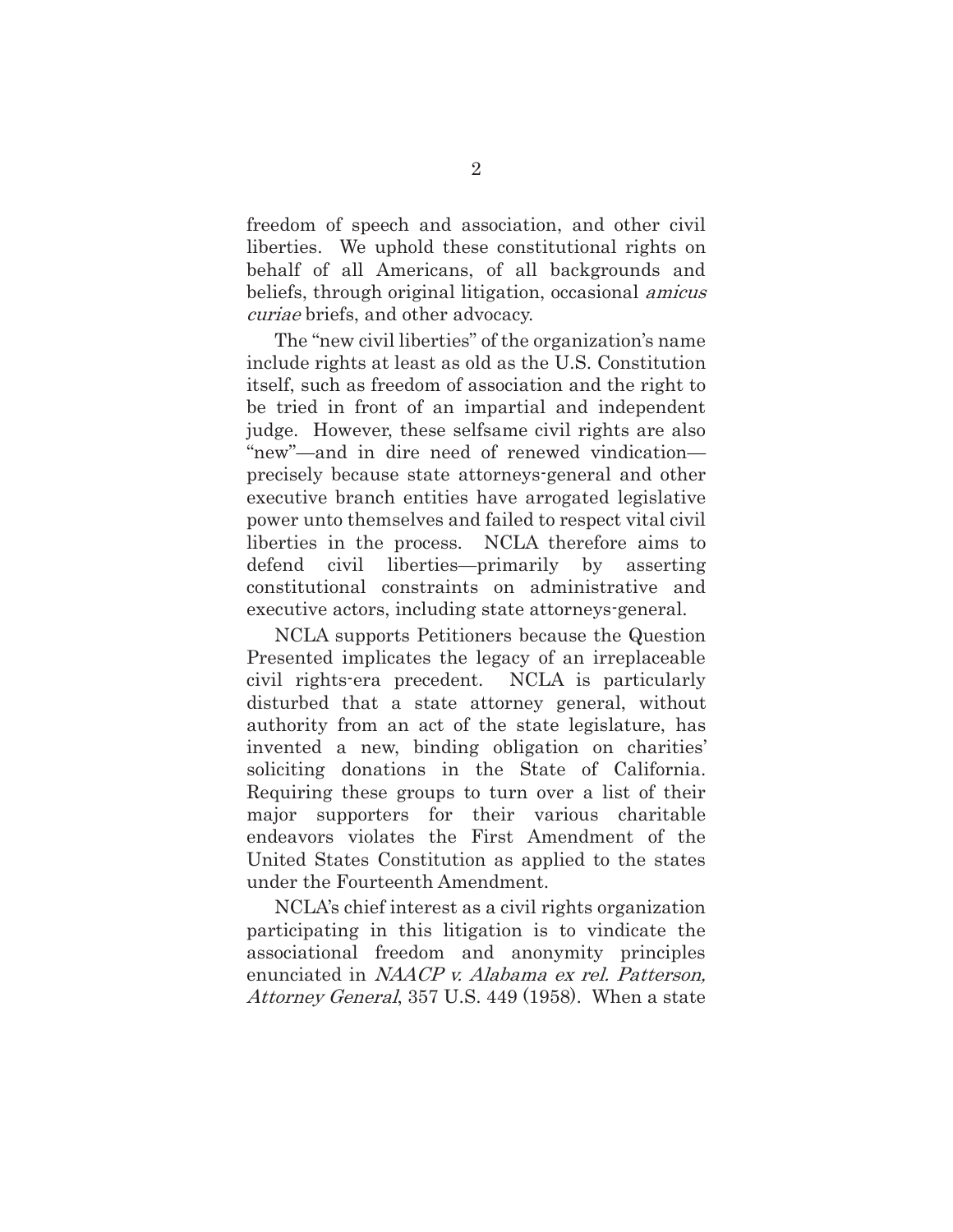freedom of speech and association, and other civil liberties. We uphold these constitutional rights on behalf of all Americans, of all backgrounds and beliefs, through original litigation, occasional *amicus curiae* briefs, and other advocacy.

The "new civil liberties" of the organization's name include rights at least as old as the U.S. Constitution itself, such as freedom of association and the right to be tried in front of an impartial and independent judge. However, these selfsame civil rights are also "new"—and in dire need of renewed vindication—precisely because state attorneys-general and other executive branch entities have arrogated legislative power unto themselves and failed to respect vital civil liberties in the process. NCLA therefore aims to defend civil liberties—primarily by asserting constitutional constraints on administrative and executive actors, including state attorneys-general.

NCLA supports Petitioners because the Question Presented implicates the legacy of an irreplaceable civil rights-era precedent. NCLA is particularly disturbed that a state attorney general, without authority from an act of the state legislature, has invented a new, binding obligation on charities' soliciting donations in the State of California. Requiring these groups to turn over a list of their major supporters for their various charitable endeavors violates the First Amendment of the United States Constitution as applied to the states under the Fourteenth Amendment.

NCLA's chief interest as a civil rights organization participating in this litigation is to vindicate the associational freedom and anonymity principles enunciated in *NAACP v. Alabama ex rel. Patterson, Attorney General*, 357 U.S. 449 (1958). When a state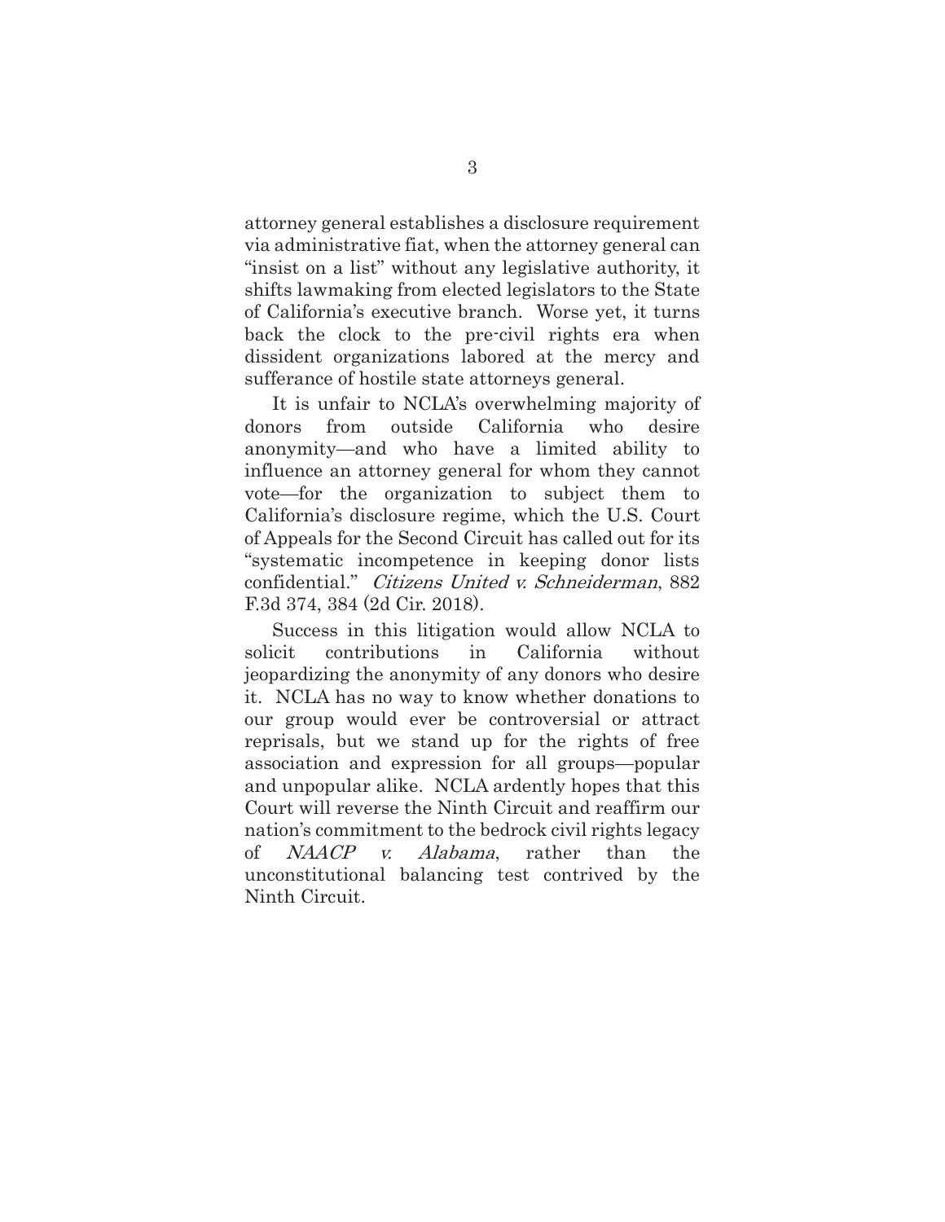attorney general establishes a disclosure requirement via administrative fiat, when the attorney general can "insist on a list" without any legislative authority, it shifts lawmaking from elected legislators to the State of California's executive branch. Worse yet, it turns back the clock to the pre-civil rights era when dissident organizations labored at the mercy and sufferance of hostile state attorneys general.

It is unfair to NCLA's overwhelming majority of donors from outside California who desire anonymity—and who have a limited ability to influence an attorney general for whom they cannot vote—for the organization to subject them to California's disclosure regime, which the U.S. Court of Appeals for the Second Circuit has called out for its "systematic incompetence in keeping donor lists confidential." *Citizens United v. Schneiderman*, 882 F.3d 374, 384 (2d Cir. 2018).

Success in this litigation would allow NCLA to solicit contributions in California without jeopardizing the anonymity of any donors who desire it. NCLA has no way to know whether donations to our group would ever be controversial or attract reprisals, but we stand up for the rights of free association and expression for all groups—popular and unpopular alike. NCLA ardently hopes that this Court will reverse the Ninth Circuit and reaffirm our nation's commitment to the bedrock civil rights legacy of *NAACP v. Alabama*, rather than the unconstitutional balancing test contrived by the Ninth Circuit.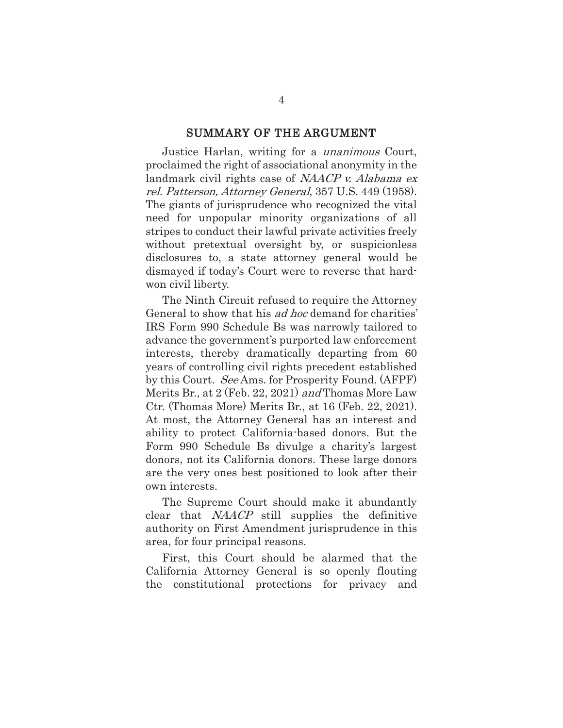## SUMMARY OF THE ARGUMENT

Justice Harlan, writing for a *unanimous* Court, proclaimed the right of associational anonymity in the landmark civil rights case of *NAACP v. Alabama ex rel. Patterson, Attorney General*, 357 U.S. 449 (1958). The giants of jurisprudence who recognized the vital need for unpopular minority organizations of all stripes to conduct their lawful private activities freely without pretextual oversight by, or suspicionless disclosures to, a state attorney general would be dismayed if today's Court were to reverse that hard-won civil liberty.

The Ninth Circuit refused to require the Attorney General to show that his *ad hoc* demand for charities' IRS Form 990 Schedule Bs was narrowly tailored to advance the government's purported law enforcement interests, thereby dramatically departing from 60 years of controlling civil rights precedent established by this Court. *See* Ams. for Prosperity Found. (AFPF) Merits Br., at 2 (Feb. 22, 2021) *and* Thomas More Law Ctr. (Thomas More) Merits Br., at 16 (Feb. 22, 2021). At most, the Attorney General has an interest and ability to protect California-based donors. But the Form 990 Schedule Bs divulge a charity's largest donors, not its California donors. These large donors are the very ones best positioned to look after their own interests.

The Supreme Court should make it abundantly clear that *NAACP* still supplies the definitive authority on First Amendment jurisprudence in this area, for four principal reasons.

First, this Court should be alarmed that the California Attorney General is so openly flouting the constitutional protections for privacy and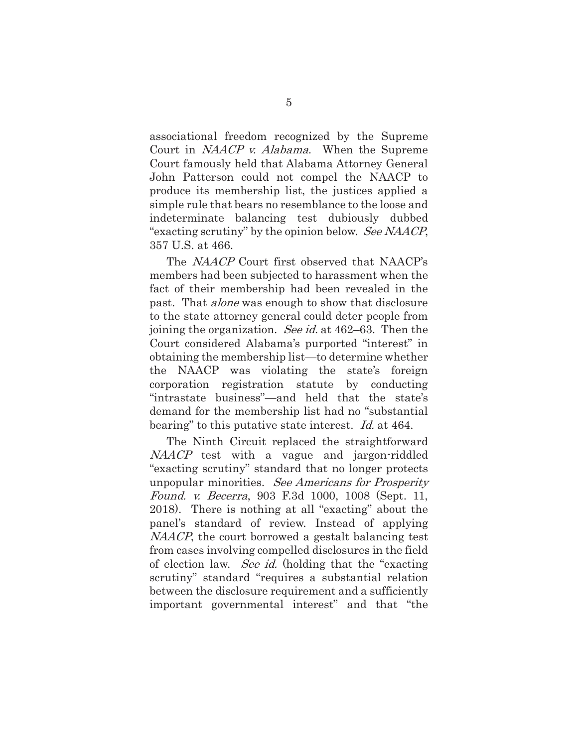associational freedom recognized by the Supreme Court in *NAACP v. Alabama*. When the Supreme Court famously held that Alabama Attorney General John Patterson could not compel the NAACP to produce its membership list, the justices applied a simple rule that bears no resemblance to the loose and indeterminate balancing test dubiously dubbed "exacting scrutiny" by the opinion below. *See NAACP*, 357 U.S. at 466.

The *NAACP* Court first observed that NAACP's members had been subjected to harassment when the fact of their membership had been revealed in the past. That *alone* was enough to show that disclosure to the state attorney general could deter people from joining the organization. *See id.* at 462–63. Then the Court considered Alabama's purported "interest" in obtaining the membership list—to determine whether the NAACP was violating the state's foreign corporation registration statute by conducting "intrastate business"—and held that the state's demand for the membership list had no "substantial bearing" to this putative state interest. *Id.* at 464.

The Ninth Circuit replaced the straightforward *NAACP* test with a vague and jargon-riddled "exacting scrutiny" standard that no longer protects unpopular minorities. *See Americans for Prosperity Found. v. Becerra*, 903 F.3d 1000, 1008 (Sept. 11, 2018). There is nothing at all "exacting" about the panel's standard of review. Instead of applying *NAACP*, the court borrowed a gestalt balancing test from cases involving compelled disclosures in the field of election law. *See id.* (holding that the "exacting scrutiny" standard "requires a substantial relation between the disclosure requirement and a sufficiently important governmental interest" and that "the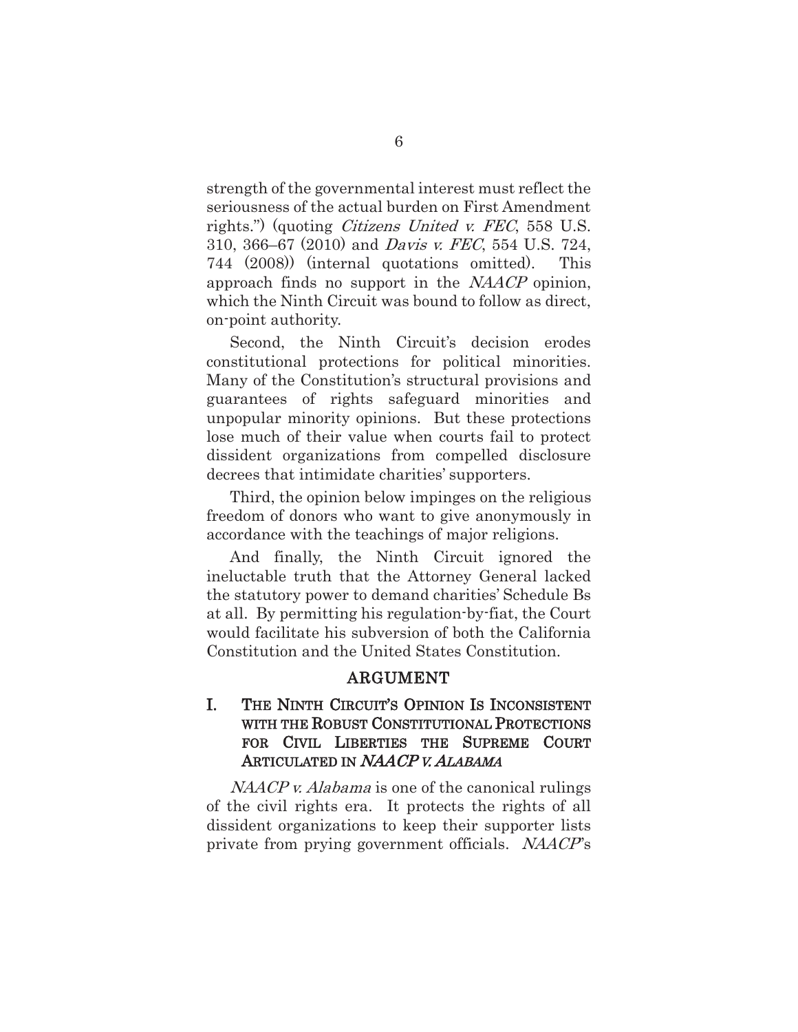strength of the governmental interest must reflect the seriousness of the actual burden on First Amendment rights.") (quoting *Citizens United v. FEC*, 558 U.S. 310, 366–67 (2010) and *Davis v. FEC*, 554 U.S. 724, 744 (2008)) (internal quotations omitted). This approach finds no support in the *NAACP* opinion, which the Ninth Circuit was bound to follow as direct, on-point authority.

Second, the Ninth Circuit's decision erodes constitutional protections for political minorities. Many of the Constitution's structural provisions and guarantees of rights safeguard minorities and unpopular minority opinions. But these protections lose much of their value when courts fail to protect dissident organizations from compelled disclosure decrees that intimidate charities' supporters.

Third, the opinion below impinges on the religious freedom of donors who want to give anonymously in accordance with the teachings of major religions.

And finally, the Ninth Circuit ignored the ineluctable truth that the Attorney General lacked the statutory power to demand charities' Schedule Bs at all. By permitting his regulation-by-fiat, the Court would facilitate his subversion of both the California Constitution and the United States Constitution.

## ARGUMENT

### I. THE NINTH CIRCUIT'S OPINION IS INCONSISTENT WITH THE ROBUST CONSTITUTIONAL PROTECTIONS FOR CIVIL LIBERTIES THE SUPREME COURT ARTICULATED IN *NAACP V. ALABAMA*

*NAACP v. Alabama* is one of the canonical rulings of the civil rights era. It protects the rights of all dissident organizations to keep their supporter lists private from prying government officials. *NAACP*'s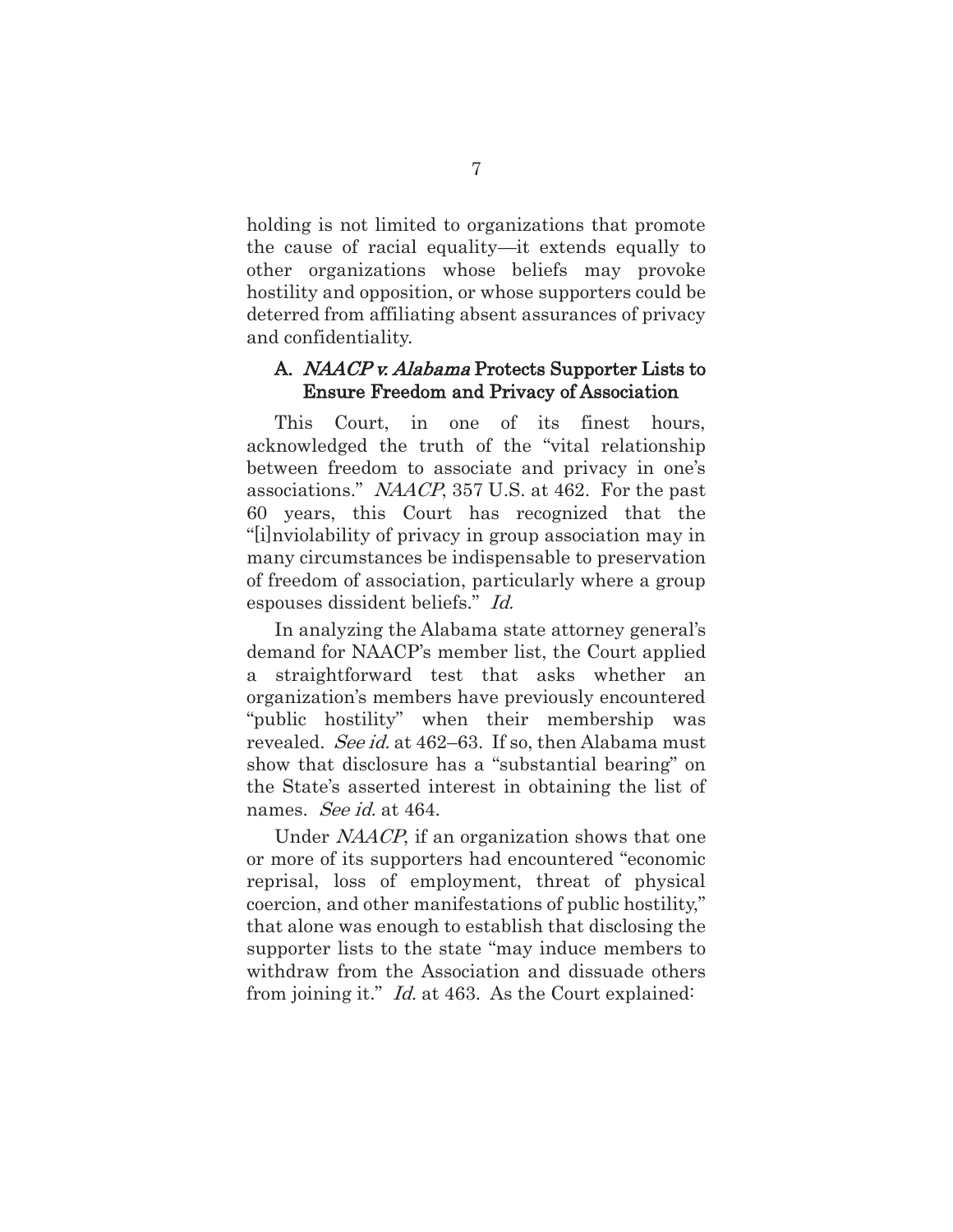holding is not limited to organizations that promote the cause of racial equality—it extends equally to other organizations whose beliefs may provoke hostility and opposition, or whose supporters could be deterred from affiliating absent assurances of privacy and confidentiality.

### A. *NAACP v. Alabama* Protects Supporter Lists to Ensure Freedom and Privacy of Association

This Court, in one of its finest hours, acknowledged the truth of the "vital relationship between freedom to associate and privacy in one's associations." *NAACP*, 357 U.S. at 462. For the past 60 years, this Court has recognized that the "[i]nviolability of privacy in group association may in many circumstances be indispensable to preservation of freedom of association, particularly where a group espouses dissident beliefs." *Id.*

In analyzing the Alabama state attorney general's demand for NAACP's member list, the Court applied a straightforward test that asks whether an organization's members have previously encountered "public hostility" when their membership was revealed. *See id.* at 462–63. If so, then Alabama must show that disclosure has a "substantial bearing" on the State's asserted interest in obtaining the list of names. *See id.* at 464.

Under *NAACP*, if an organization shows that one or more of its supporters had encountered "economic reprisal, loss of employment, threat of physical coercion, and other manifestations of public hostility," that alone was enough to establish that disclosing the supporter lists to the state "may induce members to withdraw from the Association and dissuade others from joining it." *Id.* at 463. As the Court explained: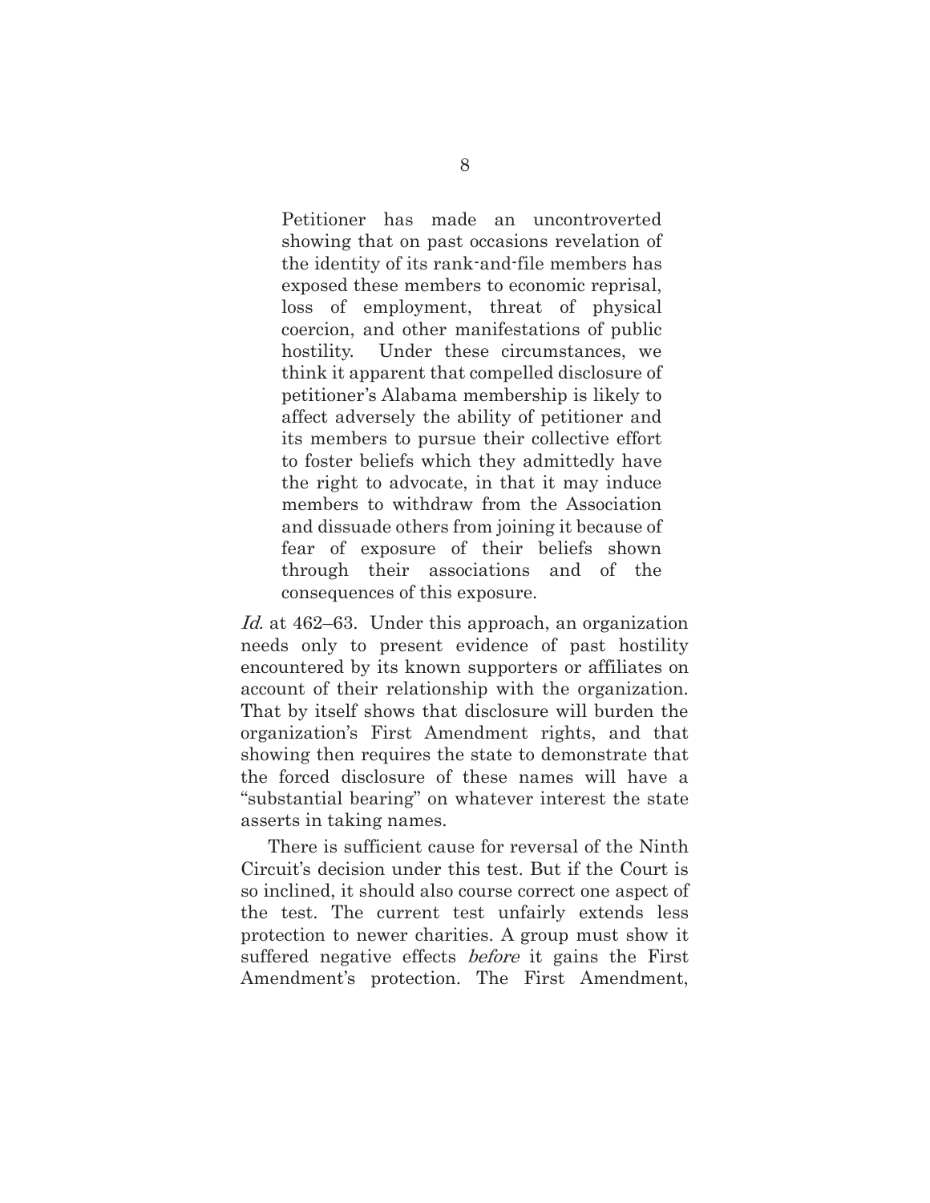> Petitioner has made an uncontroverted showing that on past occasions revelation of the identity of its rank-and-file members has exposed these members to economic reprisal, loss of employment, threat of physical coercion, and other manifestations of public hostility. Under these circumstances, we think it apparent that compelled disclosure of petitioner's Alabama membership is likely to affect adversely the ability of petitioner and its members to pursue their collective effort to foster beliefs which they admittedly have the right to advocate, in that it may induce members to withdraw from the Association and dissuade others from joining it because of fear of exposure of their beliefs shown through their associations and of the consequences of this exposure.

*Id.* at 462–63. Under this approach, an organization needs only to present evidence of past hostility encountered by its known supporters or affiliates on account of their relationship with the organization. That by itself shows that disclosure will burden the organization's First Amendment rights, and that showing then requires the state to demonstrate that the forced disclosure of these names will have a "substantial bearing" on whatever interest the state asserts in taking names.

There is sufficient cause for reversal of the Ninth Circuit's decision under this test. But if the Court is so inclined, it should also course correct one aspect of the test. The current test unfairly extends less protection to newer charities. A group must show it suffered negative effects *before* it gains the First Amendment's protection. The First Amendment,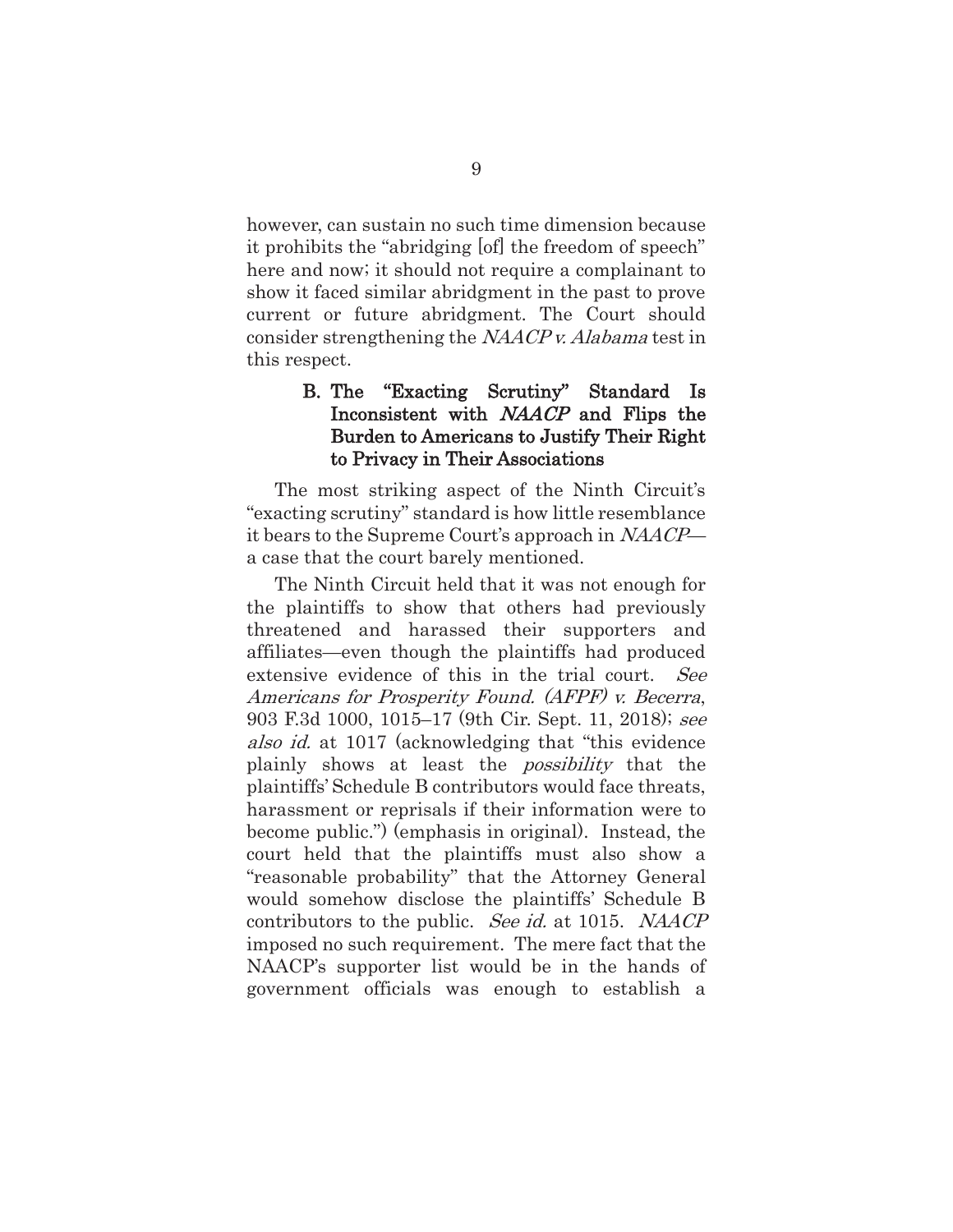however, can sustain no such time dimension because it prohibits the "abridging [of] the freedom of speech" here and now; it should not require a complainant to show it faced similar abridgment in the past to prove current or future abridgment. The Court should consider strengthening the *NAACP v. Alabama* test in this respect.

### B. The "Exacting Scrutiny" Standard Is Inconsistent with *NAACP* and Flips the Burden to Americans to Justify Their Right to Privacy in Their Associations

The most striking aspect of the Ninth Circuit's "exacting scrutiny" standard is how little resemblance it bears to the Supreme Court's approach in *NAACP*—a case that the court barely mentioned.

The Ninth Circuit held that it was not enough for the plaintiffs to show that others had previously threatened and harassed their supporters and affiliates—even though the plaintiffs had produced extensive evidence of this in the trial court. *See Americans for Prosperity Found. (AFPF) v. Becerra*, 903 F.3d 1000, 1015–17 (9th Cir. Sept. 11, 2018); *see also id.* at 1017 (acknowledging that "this evidence plainly shows at least the *possibility* that the plaintiffs' Schedule B contributors would face threats, harassment or reprisals if their information were to become public.") (emphasis in original). Instead, the court held that the plaintiffs must also show a "reasonable probability" that the Attorney General would somehow disclose the plaintiffs' Schedule B contributors to the public. *See id.* at 1015. *NAACP* imposed no such requirement. The mere fact that the NAACP's supporter list would be in the hands of government officials was enough to establish a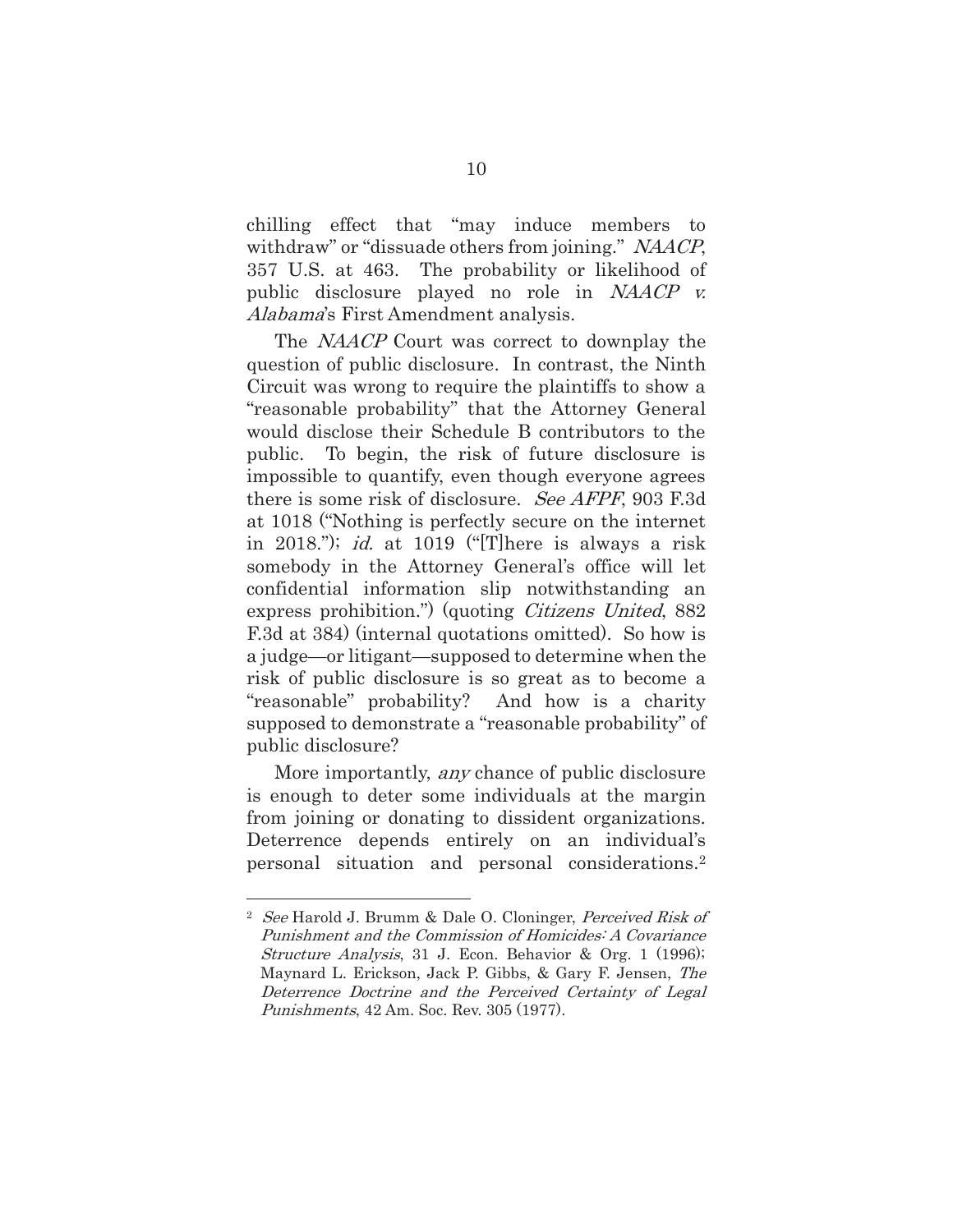chilling effect that "may induce members to withdraw" or "dissuade others from joining." *NAACP*, 357 U.S. at 463. The probability or likelihood of public disclosure played no role in *NAACP v. Alabama*'s First Amendment analysis.

The *NAACP* Court was correct to downplay the question of public disclosure. In contrast, the Ninth Circuit was wrong to require the plaintiffs to show a "reasonable probability" that the Attorney General would disclose their Schedule B contributors to the public. To begin, the risk of future disclosure is impossible to quantify, even though everyone agrees there is some risk of disclosure. *See AFPF*, 903 F.3d at 1018 ("Nothing is perfectly secure on the internet in 2018."); *id.* at 1019 ("[T]here is always a risk somebody in the Attorney General's office will let confidential information slip notwithstanding an express prohibition.") (quoting *Citizens United*, 882 F.3d at 384) (internal quotations omitted). So how is a judge—or litigant—supposed to determine when the risk of public disclosure is so great as to become a "reasonable" probability? And how is a charity supposed to demonstrate a "reasonable probability" of public disclosure?

More importantly, *any* chance of public disclosure is enough to deter some individuals at the margin from joining or donating to dissident organizations. Deterrence depends entirely on an individual's personal situation and personal considerations.[2]

---

[2] *See* Harold J. Brumm & Dale O. Cloninger, *Perceived Risk of Punishment and the Commission of Homicides: A Covariance Structure Analysis*, 31 J. Econ. Behavior & Org. 1 (1996); Maynard L. Erickson, Jack P. Gibbs, & Gary F. Jensen, *The Deterrence Doctrine and the Perceived Certainty of Legal Punishments*, 42 Am. Soc. Rev. 305 (1977).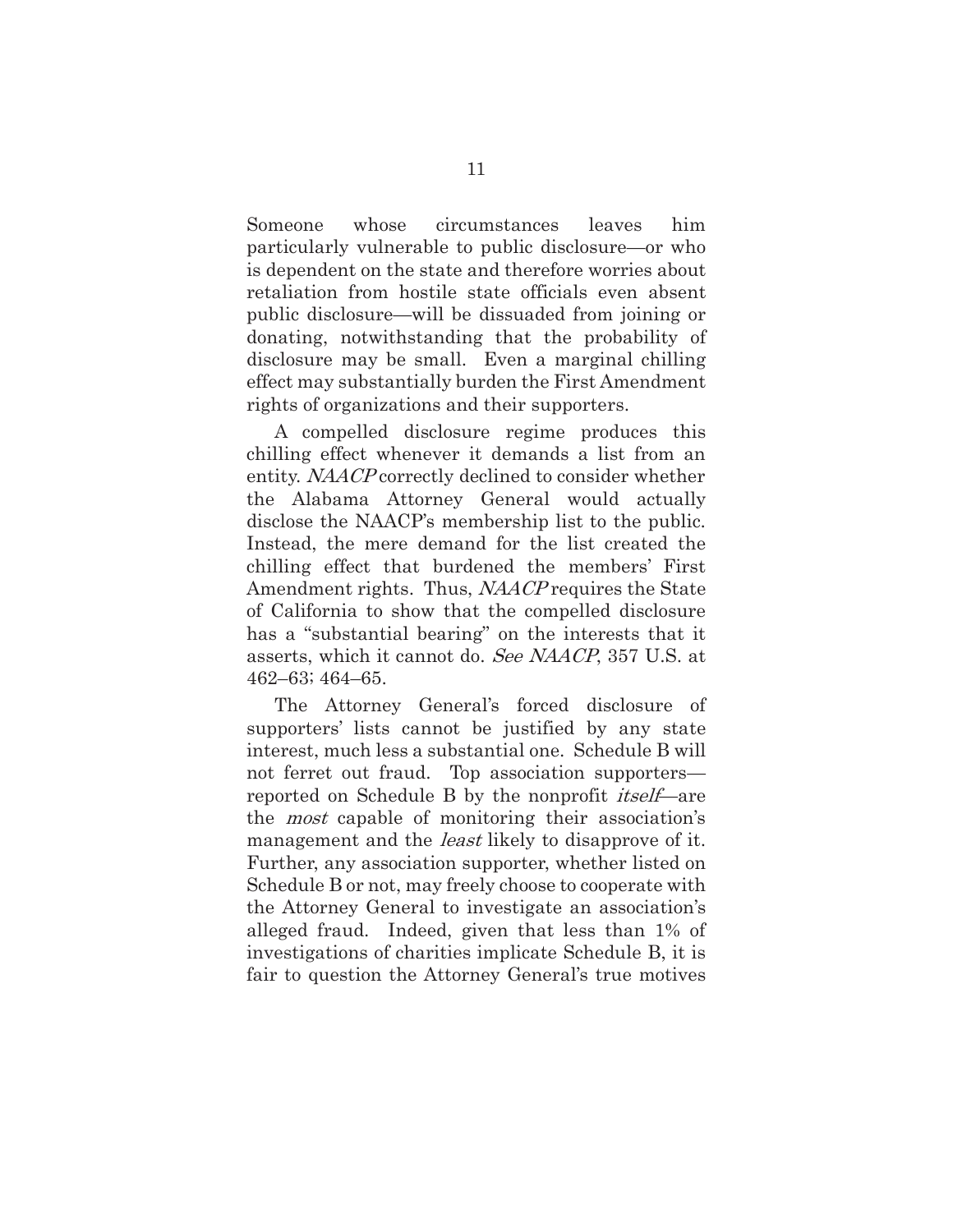Someone whose circumstances leaves him particularly vulnerable to public disclosure—or who is dependent on the state and therefore worries about retaliation from hostile state officials even absent public disclosure—will be dissuaded from joining or donating, notwithstanding that the probability of disclosure may be small. Even a marginal chilling effect may substantially burden the First Amendment rights of organizations and their supporters.

A compelled disclosure regime produces this chilling effect whenever it demands a list from an entity. *NAACP* correctly declined to consider whether the Alabama Attorney General would actually disclose the NAACP's membership list to the public. Instead, the mere demand for the list created the chilling effect that burdened the members' First Amendment rights. Thus, *NAACP* requires the State of California to show that the compelled disclosure has a "substantial bearing" on the interests that it asserts, which it cannot do. *See NAACP*, 357 U.S. at 462–63; 464–65.

The Attorney General's forced disclosure of supporters' lists cannot be justified by any state interest, much less a substantial one. Schedule B will not ferret out fraud. Top association supporters—reported on Schedule B by the nonprofit *itself*—are the *most* capable of monitoring their association's management and the *least* likely to disapprove of it. Further, any association supporter, whether listed on Schedule B or not, may freely choose to cooperate with the Attorney General to investigate an association's alleged fraud. Indeed, given that less than 1% of investigations of charities implicate Schedule B, it is fair to question the Attorney General's true motives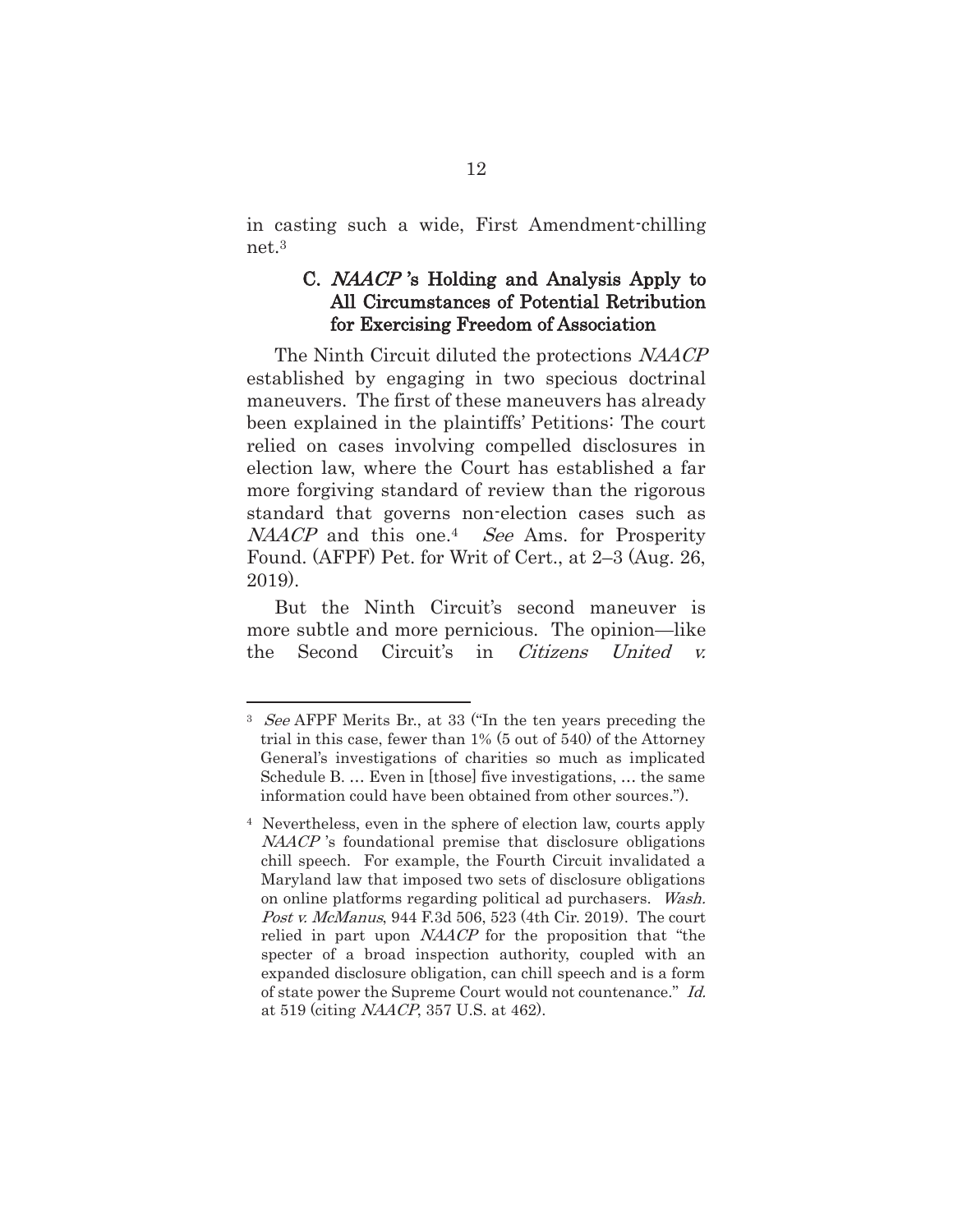in casting such a wide, First Amendment-chilling net.[3]

### C. *NAACP* 's Holding and Analysis Apply to All Circumstances of Potential Retribution for Exercising Freedom of Association

The Ninth Circuit diluted the protections *NAACP* established by engaging in two specious doctrinal maneuvers. The first of these maneuvers has already been explained in the plaintiffs' Petitions: The court relied on cases involving compelled disclosures in election law, where the Court has established a far more forgiving standard of review than the rigorous standard that governs non-election cases such as *NAACP* and this one.[4] *See* Ams. for Prosperity Found. (AFPF) Pet. for Writ of Cert., at 2–3 (Aug. 26, 2019).

But the Ninth Circuit's second maneuver is more subtle and more pernicious. The opinion—like the Second Circuit's in *Citizens United v.*

---

[3] *See* AFPF Merits Br., at 33 ("In the ten years preceding the trial in this case, fewer than 1% (5 out of 540) of the Attorney General's investigations of charities so much as implicated Schedule B. … Even in [those] five investigations, … the same information could have been obtained from other sources.").

[4] Nevertheless, even in the sphere of election law, courts apply *NAACP* 's foundational premise that disclosure obligations chill speech. For example, the Fourth Circuit invalidated a Maryland law that imposed two sets of disclosure obligations on online platforms regarding political ad purchasers. *Wash. Post v. McManus*, 944 F.3d 506, 523 (4th Cir. 2019). The court relied in part upon *NAACP* for the proposition that "the specter of a broad inspection authority, coupled with an expanded disclosure obligation, can chill speech and is a form of state power the Supreme Court would not countenance." *Id.* at 519 (citing *NAACP*, 357 U.S. at 462).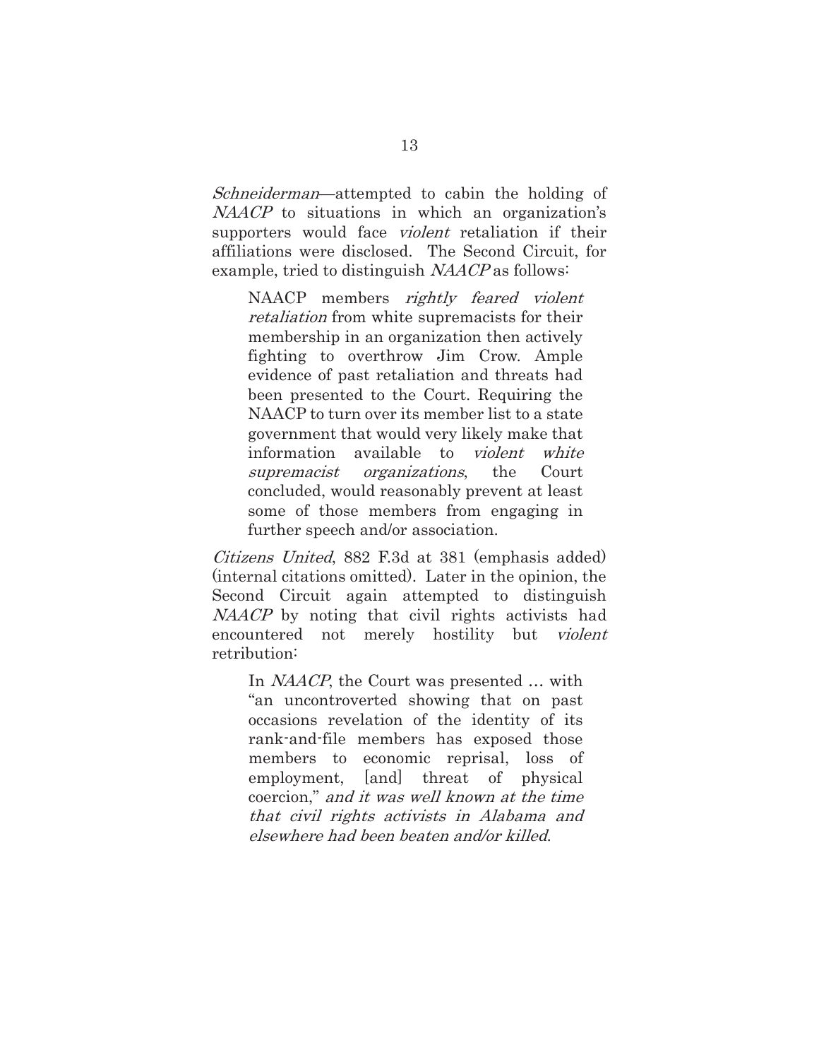*Schneiderman*—attempted to cabin the holding of *NAACP* to situations in which an organization's supporters would face *violent* retaliation if their affiliations were disclosed. The Second Circuit, for example, tried to distinguish *NAACP* as follows:

> NAACP members *rightly feared violent retaliation* from white supremacists for their membership in an organization then actively fighting to overthrow Jim Crow. Ample evidence of past retaliation and threats had been presented to the Court. Requiring the NAACP to turn over its member list to a state government that would very likely make that information available to *violent white supremacist organizations*, the Court concluded, would reasonably prevent at least some of those members from engaging in further speech and/or association.

*Citizens United*, 882 F.3d at 381 (emphasis added) (internal citations omitted). Later in the opinion, the Second Circuit again attempted to distinguish *NAACP* by noting that civil rights activists had encountered not merely hostility but *violent* retribution:

> In *NAACP*, the Court was presented … with "an uncontroverted showing that on past occasions revelation of the identity of its rank-and-file members has exposed those members to economic reprisal, loss of employment, [and] threat of physical coercion," *and it was well known at the time that civil rights activists in Alabama and elsewhere had been beaten and/or killed*.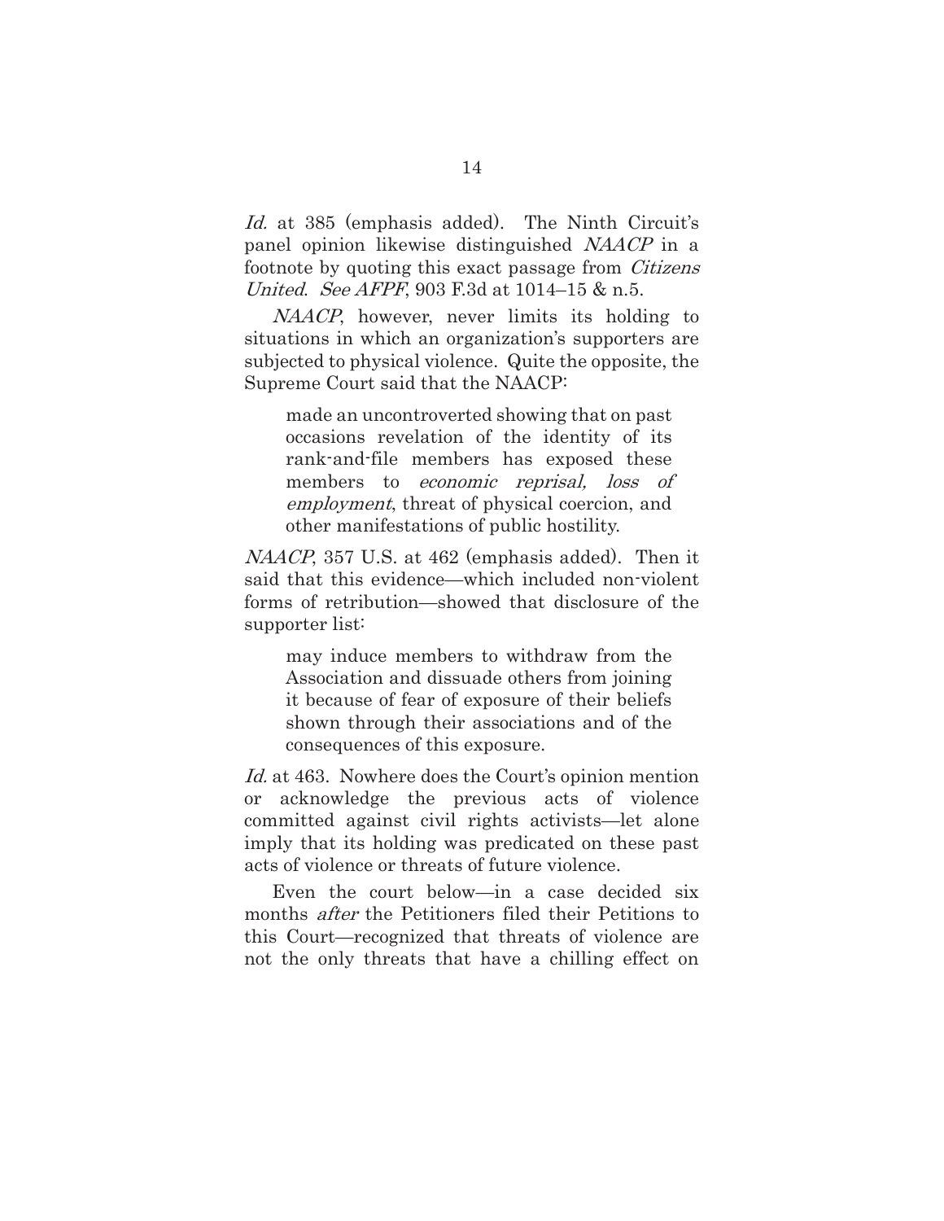*Id.* at 385 (emphasis added). The Ninth Circuit's panel opinion likewise distinguished *NAACP* in a footnote by quoting this exact passage from *Citizens United*. *See AFPF*, 903 F.3d at 1014–15 & n.5.

*NAACP*, however, never limits its holding to situations in which an organization's supporters are subjected to physical violence. Quite the opposite, the Supreme Court said that the NAACP:

> made an uncontroverted showing that on past occasions revelation of the identity of its rank-and-file members has exposed these members to *economic reprisal, loss of employment*, threat of physical coercion, and other manifestations of public hostility.

*NAACP*, 357 U.S. at 462 (emphasis added). Then it said that this evidence—which included non-violent forms of retribution—showed that disclosure of the supporter list:

> may induce members to withdraw from the Association and dissuade others from joining it because of fear of exposure of their beliefs shown through their associations and of the consequences of this exposure.

*Id.* at 463. Nowhere does the Court's opinion mention or acknowledge the previous acts of violence committed against civil rights activists—let alone imply that its holding was predicated on these past acts of violence or threats of future violence.

Even the court below—in a case decided six months *after* the Petitioners filed their Petitions to this Court—recognized that threats of violence are not the only threats that have a chilling effect on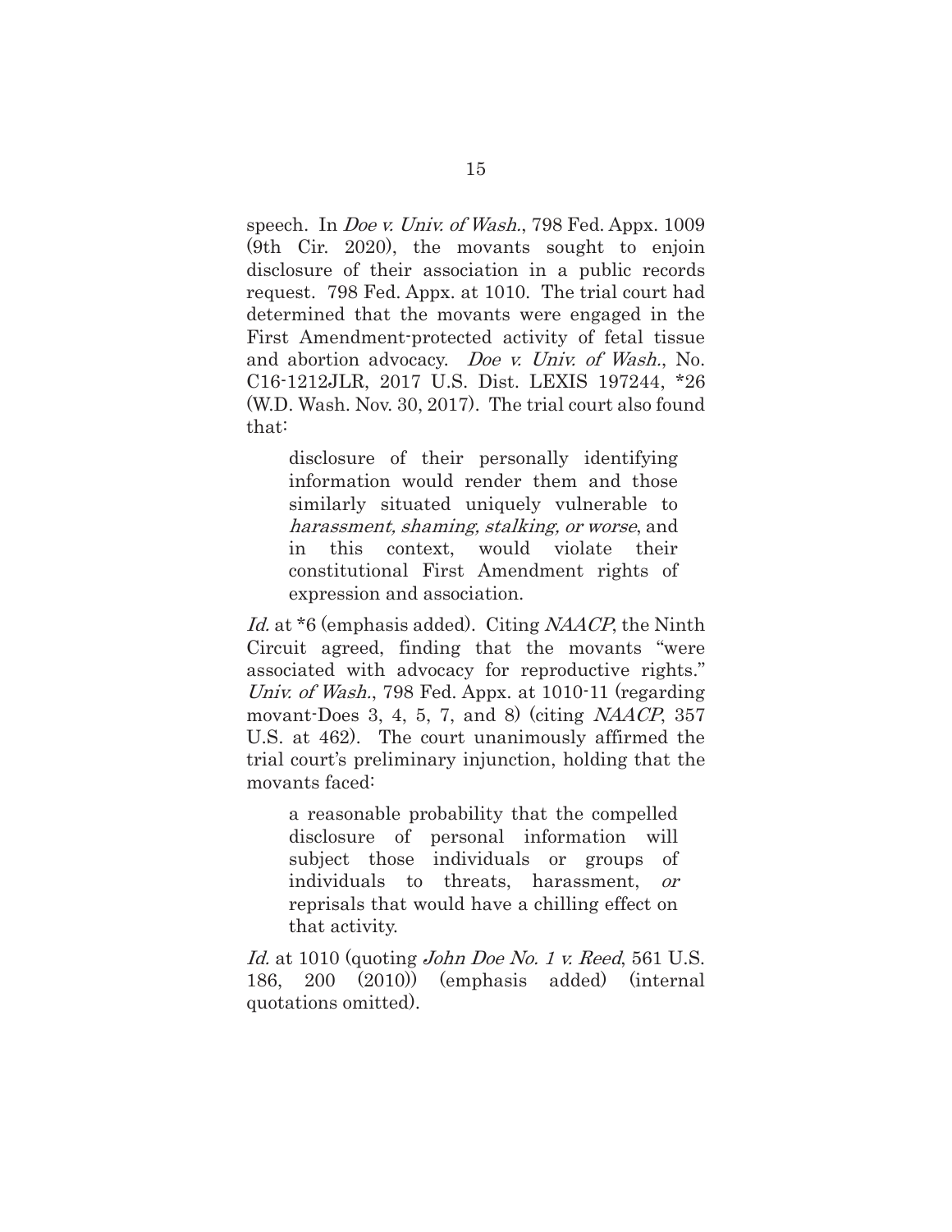speech. In *Doe v. Univ. of Wash.*, 798 Fed. Appx. 1009 (9th Cir. 2020), the movants sought to enjoin disclosure of their association in a public records request. 798 Fed. Appx. at 1010. The trial court had determined that the movants were engaged in the First Amendment-protected activity of fetal tissue and abortion advocacy. *Doe v. Univ. of Wash.*, No. C16-1212JLR, 2017 U.S. Dist. LEXIS 197244, *26 (W.D. Wash. Nov. 30, 2017). The trial court also found that:

> disclosure of their personally identifying information would render them and those similarly situated uniquely vulnerable to *harassment, shaming, stalking, or worse*, and in this context, would violate their constitutional First Amendment rights of expression and association.

*Id.* at *6 (emphasis added). Citing *NAACP*, the Ninth Circuit agreed, finding that the movants "were associated with advocacy for reproductive rights." *Univ. of Wash.*, 798 Fed. Appx. at 1010-11 (regarding movant-Does 3, 4, 5, 7, and 8) (citing *NAACP*, 357 U.S. at 462). The court unanimously affirmed the trial court's preliminary injunction, holding that the movants faced:

> a reasonable probability that the compelled disclosure of personal information will subject those individuals or groups of individuals to threats, harassment, *or* reprisals that would have a chilling effect on that activity.

*Id.* at 1010 (quoting *John Doe No. 1 v. Reed*, 561 U.S. 186, 200 (2010)) (emphasis added) (internal quotations omitted).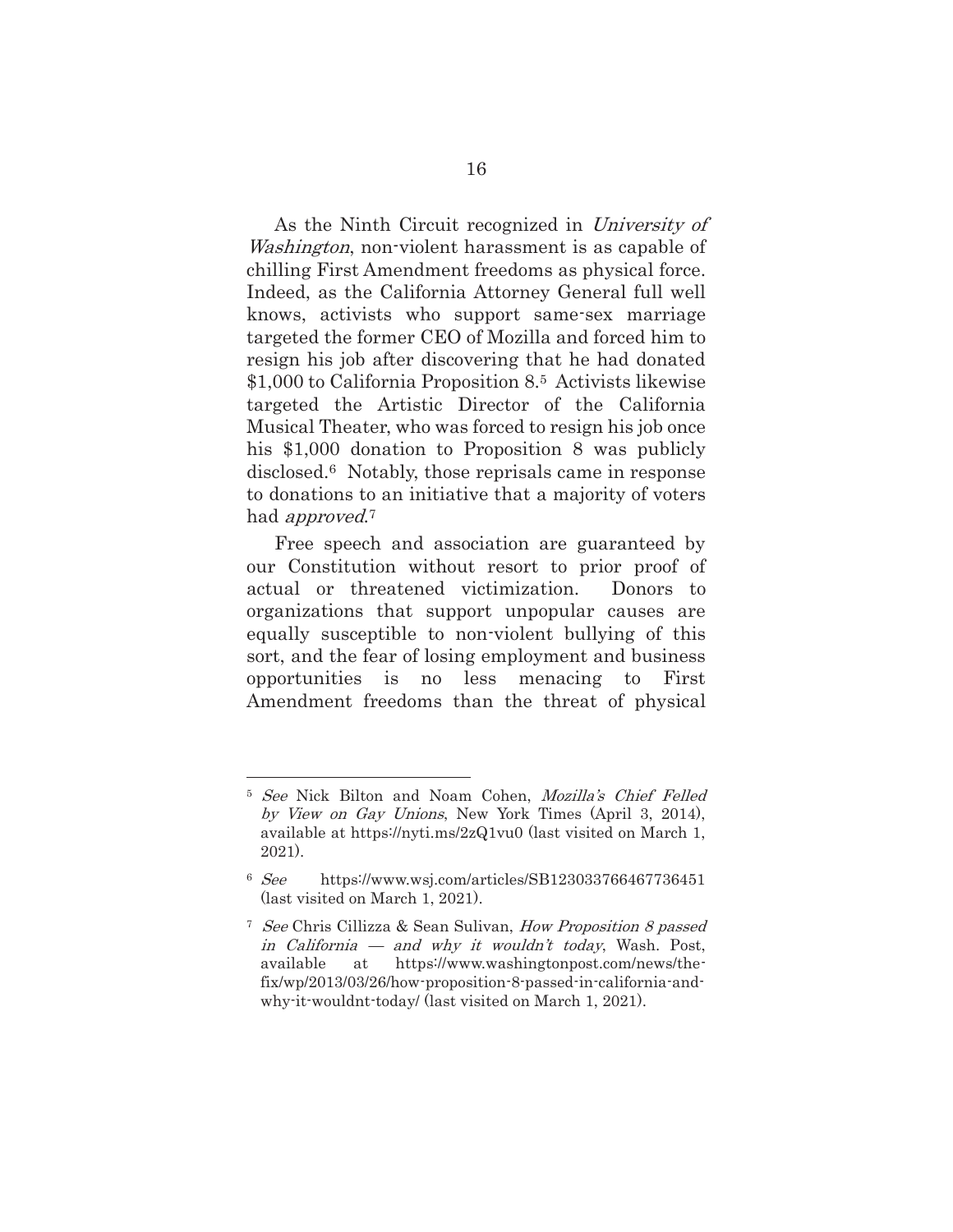As the Ninth Circuit recognized in *University of Washington*, non-violent harassment is as capable of chilling First Amendment freedoms as physical force. Indeed, as the California Attorney General full well knows, activists who support same-sex marriage targeted the former CEO of Mozilla and forced him to resign his job after discovering that he had donated $1,000 to California Proposition 8.[5] Activists likewise targeted the Artistic Director of the California Musical Theater, who was forced to resign his job once his $1,000 donation to Proposition 8 was publicly disclosed.[6] Notably, those reprisals came in response to donations to an initiative that a majority of voters had *approved*.[7]

Free speech and association are guaranteed by our Constitution without resort to prior proof of actual or threatened victimization. Donors to organizations that support unpopular causes are equally susceptible to non-violent bullying of this sort, and the fear of losing employment and business opportunities is no less menacing to First Amendment freedoms than the threat of physical

---

[5] *See* Nick Bilton and Noam Cohen, *Mozilla's Chief Felled by View on Gay Unions*, New York Times (April 3, 2014), available at https://nyti.ms/2zQ1vu0 (last visited on March 1, 2021).

[6] *See* https://www.wsj.com/articles/SB123033766467736451 (last visited on March 1, 2021).

[7] *See* Chris Cillizza & Sean Sulivan, *How Proposition 8 passed in California — and why it wouldn't today*, Wash. Post, available at https://www.washingtonpost.com/news/the-fix/wp/2013/03/26/how-proposition-8-passed-in-california-and-why-it-wouldnt-today/ (last visited on March 1, 2021).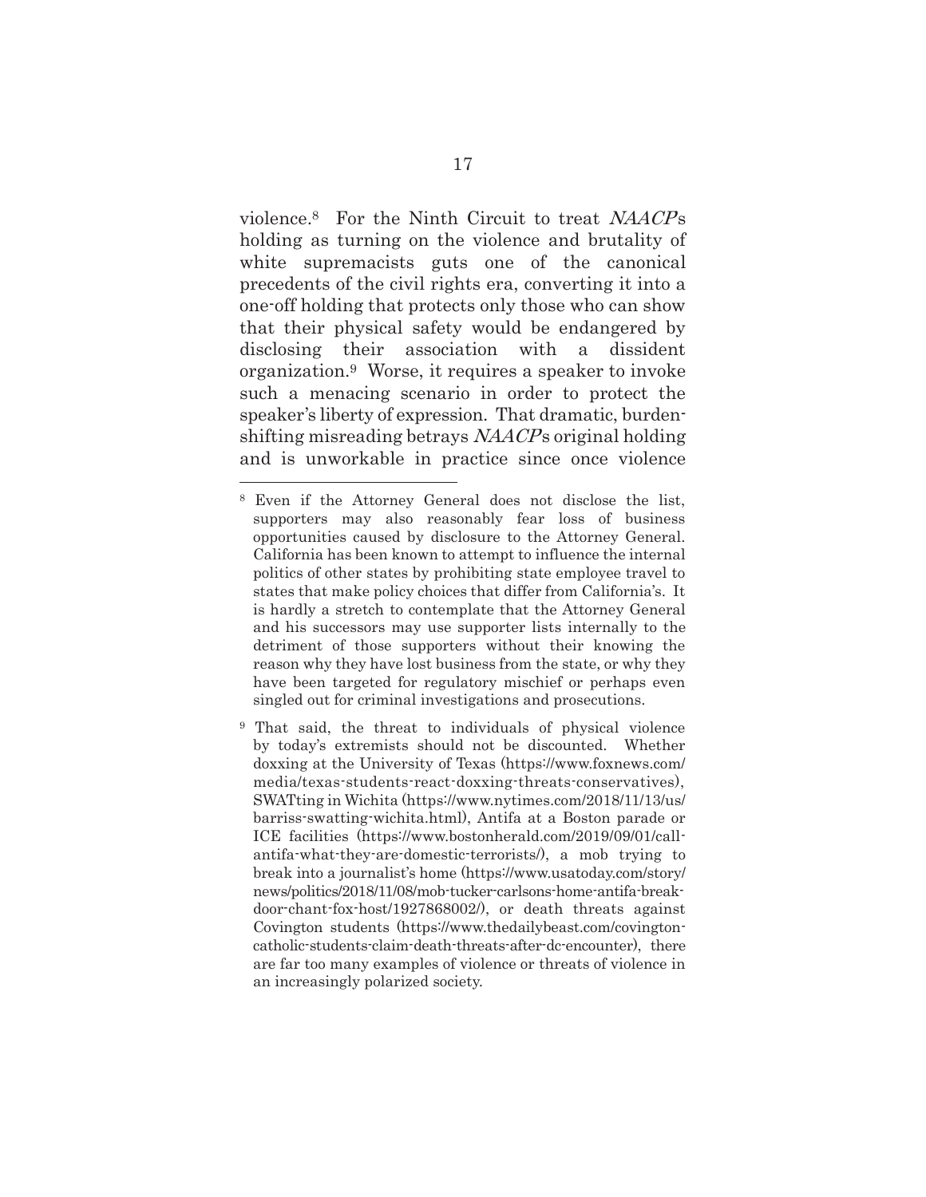violence.[8] For the Ninth Circuit to treat *NAACP*s holding as turning on the violence and brutality of white supremacists guts one of the canonical precedents of the civil rights era, converting it into a one-off holding that protects only those who can show that their physical safety would be endangered by disclosing their association with a dissident organization.[9] Worse, it requires a speaker to invoke such a menacing scenario in order to protect the speaker's liberty of expression. That dramatic, burden-shifting misreading betrays *NAACP*s original holding and is unworkable in practice since once violence

---

[8] Even if the Attorney General does not disclose the list, supporters may also reasonably fear loss of business opportunities caused by disclosure to the Attorney General. California has been known to attempt to influence the internal politics of other states by prohibiting state employee travel to states that make policy choices that differ from California's. It is hardly a stretch to contemplate that the Attorney General and his successors may use supporter lists internally to the detriment of those supporters without their knowing the reason why they have lost business from the state, or why they have been targeted for regulatory mischief or perhaps even singled out for criminal investigations and prosecutions.

[9] That said, the threat to individuals of physical violence by today's extremists should not be discounted. Whether doxxing at the University of Texas (https://www.foxnews.com/media/texas-students-react-doxxing-threats-conservatives), SWATting in Wichita (https://www.nytimes.com/2018/11/13/us/barriss-swatting-wichita.html), Antifa at a Boston parade or ICE facilities (https://www.bostonherald.com/2019/09/01/call-antifa-what-they-are-domestic-terrorists/), a mob trying to break into a journalist's home (https://www.usatoday.com/story/news/politics/2018/11/08/mob-tucker-carlsons-home-antifa-break-door-chant-fox-host/1927868002/), or death threats against Covington students (https://www.thedailybeast.com/covington-catholic-students-claim-death-threats-after-dc-encounter), there are far too many examples of violence or threats of violence in an increasingly polarized society.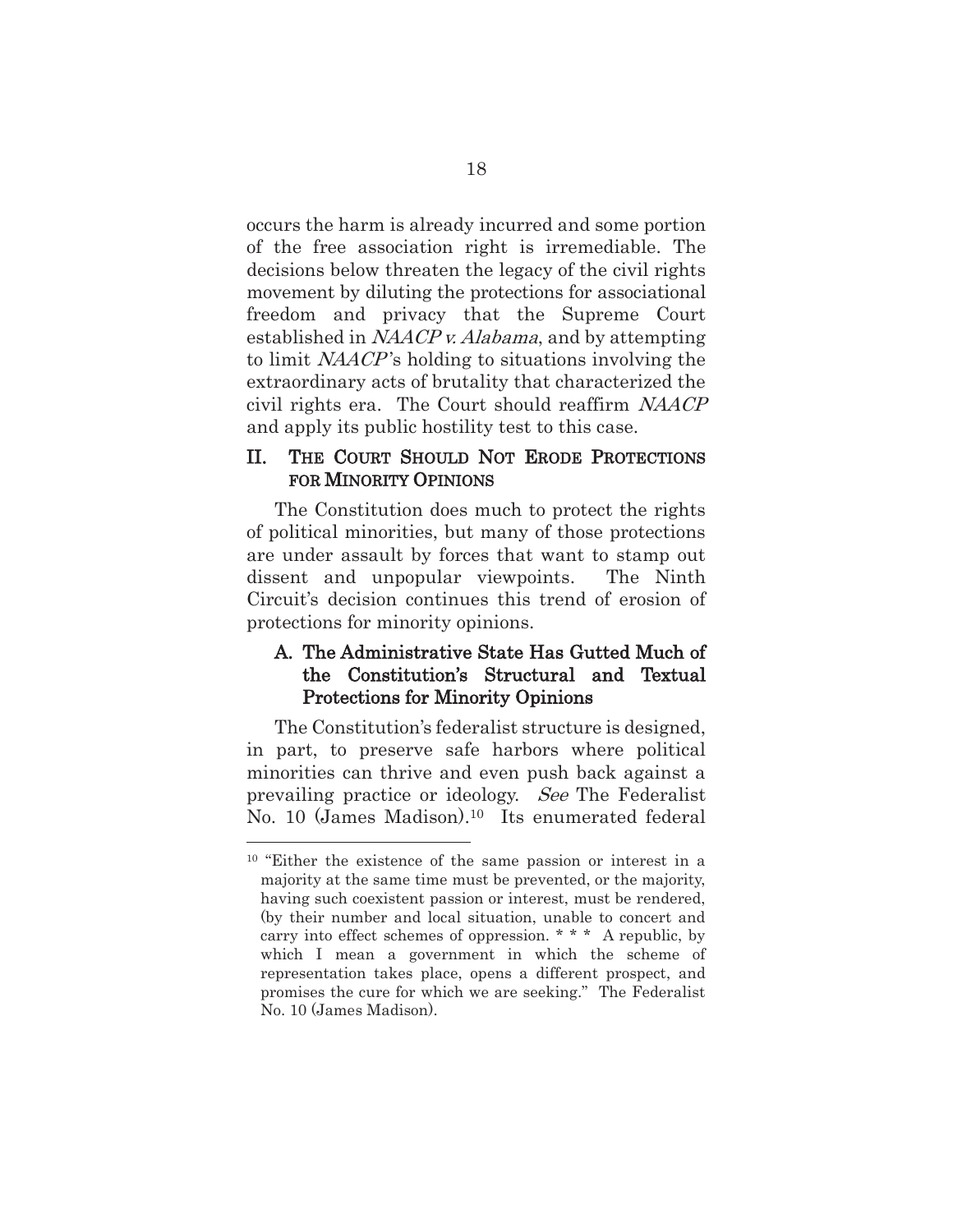occurs the harm is already incurred and some portion of the free association right is irremediable. The decisions below threaten the legacy of the civil rights movement by diluting the protections for associational freedom and privacy that the Supreme Court established in *NAACP v. Alabama*, and by attempting to limit *NAACP*'s holding to situations involving the extraordinary acts of brutality that characterized the civil rights era. The Court should reaffirm *NAACP* and apply its public hostility test to this case.

## II. THE COURT SHOULD NOT ERODE PROTECTIONS FOR MINORITY OPINIONS

The Constitution does much to protect the rights of political minorities, but many of those protections are under assault by forces that want to stamp out dissent and unpopular viewpoints. The Ninth Circuit's decision continues this trend of erosion of protections for minority opinions.

### A. The Administrative State Has Gutted Much of the Constitution's Structural and Textual Protections for Minority Opinions

The Constitution's federalist structure is designed, in part, to preserve safe harbors where political minorities can thrive and even push back against a prevailing practice or ideology. *See* The Federalist No. 10 (James Madison).[10] Its enumerated federal

---

[10] "Either the existence of the same passion or interest in a majority at the same time must be prevented, or the majority, having such coexistent passion or interest, must be rendered, (by their number and local situation, unable to concert and carry into effect schemes of oppression. * * * A republic, by which I mean a government in which the scheme of representation takes place, opens a different prospect, and promises the cure for which we are seeking." The Federalist No. 10 (James Madison).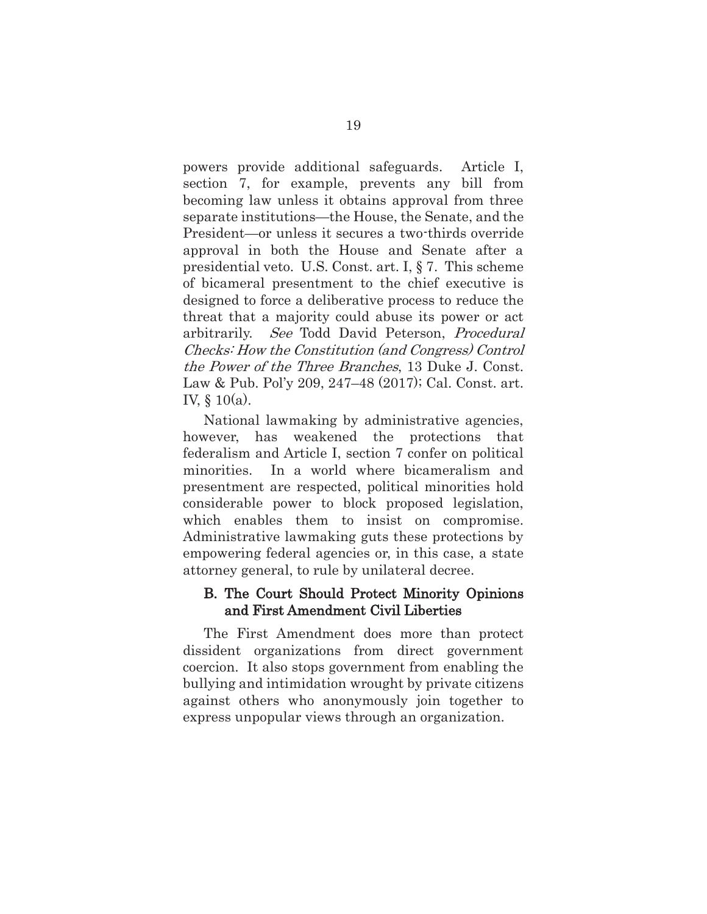powers provide additional safeguards. Article I, section 7, for example, prevents any bill from becoming law unless it obtains approval from three separate institutions—the House, the Senate, and the President—or unless it secures a two-thirds override approval in both the House and Senate after a presidential veto. U.S. Const. art. I, § 7. This scheme of bicameral presentment to the chief executive is designed to force a deliberative process to reduce the threat that a majority could abuse its power or act arbitrarily. *See* Todd David Peterson, *Procedural Checks: How the Constitution (and Congress) Control the Power of the Three Branches*, 13 Duke J. Const. Law & Pub. Pol'y 209, 247–48 (2017); Cal. Const. art. IV, § 10(a).

National lawmaking by administrative agencies, however, has weakened the protections that federalism and Article I, section 7 confer on political minorities. In a world where bicameralism and presentment are respected, political minorities hold considerable power to block proposed legislation, which enables them to insist on compromise. Administrative lawmaking guts these protections by empowering federal agencies or, in this case, a state attorney general, to rule by unilateral decree.

### B. The Court Should Protect Minority Opinions and First Amendment Civil Liberties

The First Amendment does more than protect dissident organizations from direct government coercion. It also stops government from enabling the bullying and intimidation wrought by private citizens against others who anonymously join together to express unpopular views through an organization.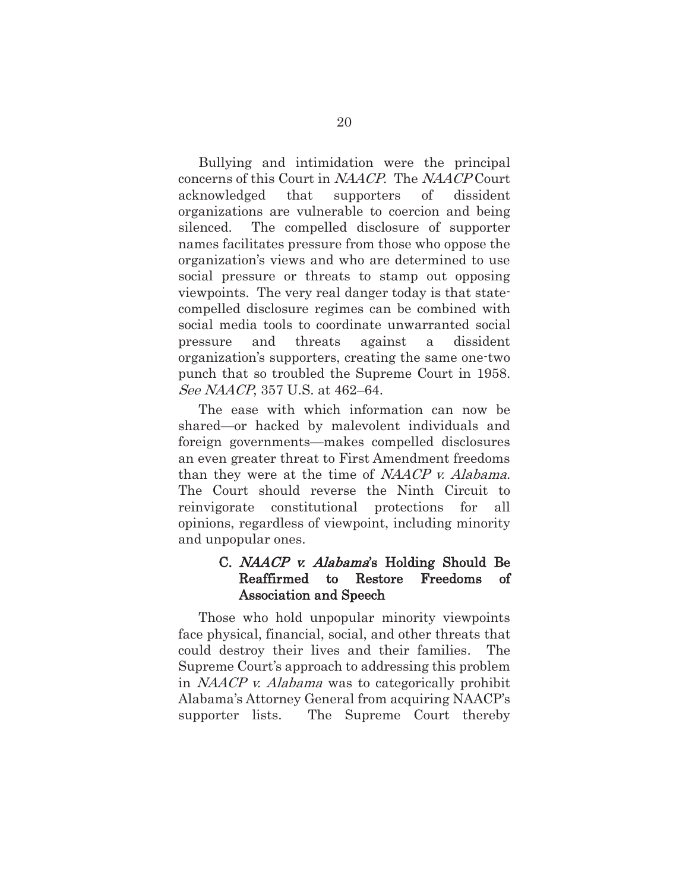Bullying and intimidation were the principal concerns of this Court in *NAACP*. The *NAACP* Court acknowledged that supporters of dissident organizations are vulnerable to coercion and being silenced. The compelled disclosure of supporter names facilitates pressure from those who oppose the organization's views and who are determined to use social pressure or threats to stamp out opposing viewpoints. The very real danger today is that state-compelled disclosure regimes can be combined with social media tools to coordinate unwarranted social pressure and threats against a dissident organization's supporters, creating the same one-two punch that so troubled the Supreme Court in 1958. *See NAACP*, 357 U.S. at 462–64.

The ease with which information can now be shared—or hacked by malevolent individuals and foreign governments—makes compelled disclosures an even greater threat to First Amendment freedoms than they were at the time of *NAACP v. Alabama*. The Court should reverse the Ninth Circuit to reinvigorate constitutional protections for all opinions, regardless of viewpoint, including minority and unpopular ones.

### C. *NAACP v. Alabama*'s Holding Should Be Reaffirmed to Restore Freedoms of Association and Speech

Those who hold unpopular minority viewpoints face physical, financial, social, and other threats that could destroy their lives and their families. The Supreme Court's approach to addressing this problem in *NAACP v. Alabama* was to categorically prohibit Alabama's Attorney General from acquiring NAACP's supporter lists. The Supreme Court thereby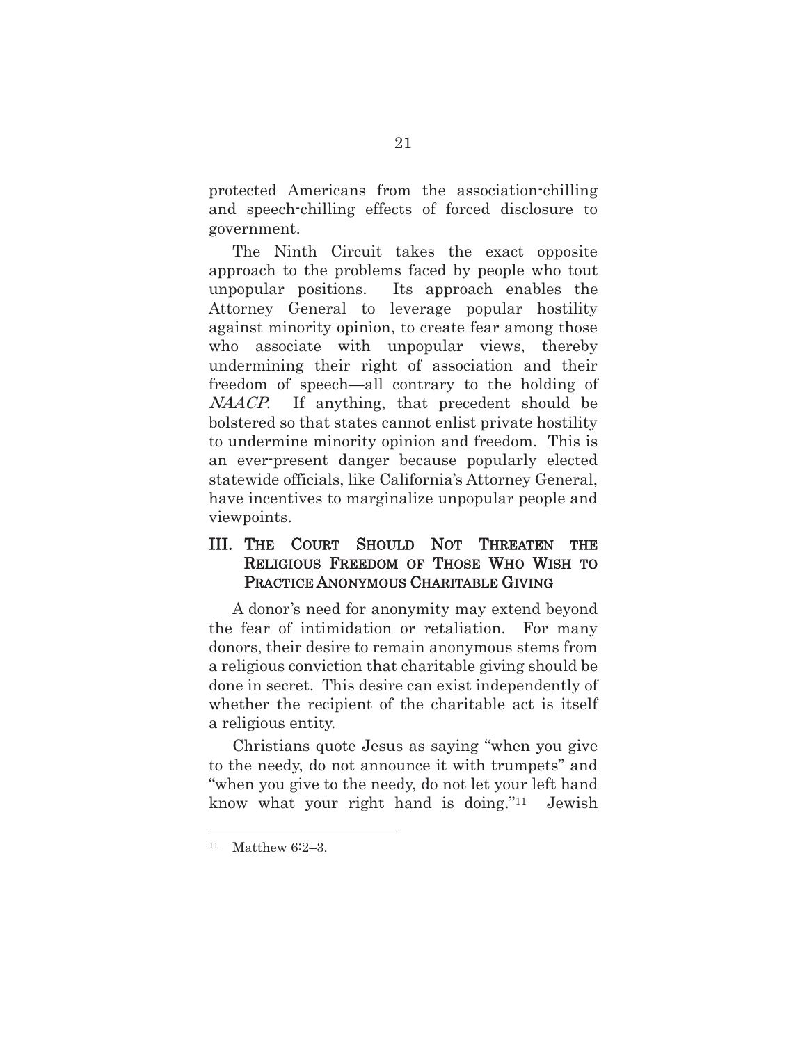protected Americans from the association-chilling and speech-chilling effects of forced disclosure to government.

The Ninth Circuit takes the exact opposite approach to the problems faced by people who tout unpopular positions. Its approach enables the Attorney General to leverage popular hostility against minority opinion, to create fear among those who associate with unpopular views, thereby undermining their right of association and their freedom of speech—all contrary to the holding of *NAACP*. If anything, that precedent should be bolstered so that states cannot enlist private hostility to undermine minority opinion and freedom. This is an ever-present danger because popularly elected statewide officials, like California's Attorney General, have incentives to marginalize unpopular people and viewpoints.

## III. The Court Should Not Threaten the Religious Freedom of Those Who Wish to Practice Anonymous Charitable Giving

A donor's need for anonymity may extend beyond the fear of intimidation or retaliation. For many donors, their desire to remain anonymous stems from a religious conviction that charitable giving should be done in secret. This desire can exist independently of whether the recipient of the charitable act is itself a religious entity.

Christians quote Jesus as saying "when you give to the needy, do not announce it with trumpets" and "when you give to the needy, do not let your left hand know what your right hand is doing."[11] Jewish

[11] Matthew 6:2–3.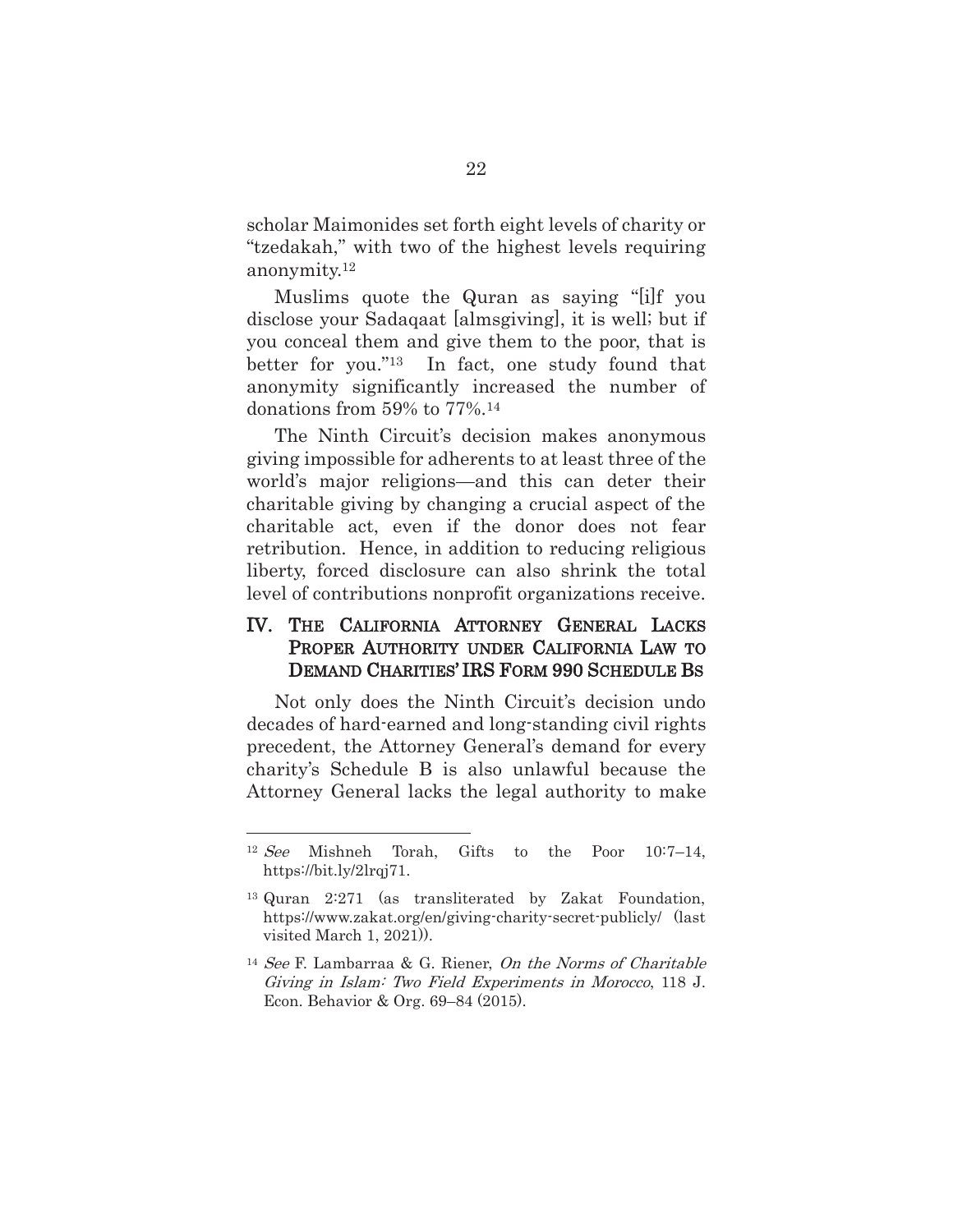scholar Maimonides set forth eight levels of charity or "tzedakah," with two of the highest levels requiring anonymity.[12]

Muslims quote the Quran as saying "[i]f you disclose your Sadaqaat [almsgiving], it is well; but if you conceal them and give them to the poor, that is better for you."[13] In fact, one study found that anonymity significantly increased the number of donations from 59% to 77%.[14]

The Ninth Circuit's decision makes anonymous giving impossible for adherents to at least three of the world's major religions—and this can deter their charitable giving by changing a crucial aspect of the charitable act, even if the donor does not fear retribution. Hence, in addition to reducing religious liberty, forced disclosure can also shrink the total level of contributions nonprofit organizations receive.

## IV. THE CALIFORNIA ATTORNEY GENERAL LACKS PROPER AUTHORITY UNDER CALIFORNIA LAW TO DEMAND CHARITIES' IRS FORM 990 SCHEDULE BS

Not only does the Ninth Circuit's decision undo decades of hard-earned and long-standing civil rights precedent, the Attorney General's demand for every charity's Schedule B is also unlawful because the Attorney General lacks the legal authority to make

---

[12] *See* Mishneh Torah, Gifts to the Poor 10:7–14, https://bit.ly/2lrqj71.

[13] Quran 2:271 (as transliterated by Zakat Foundation, https://www.zakat.org/en/giving-charity-secret-publicly/ (last visited March 1, 2021)).

[14] *See* F. Lambarraa & G. Riener, *On the Norms of Charitable Giving in Islam: Two Field Experiments in Morocco*, 118 J. Econ. Behavior & Org. 69–84 (2015).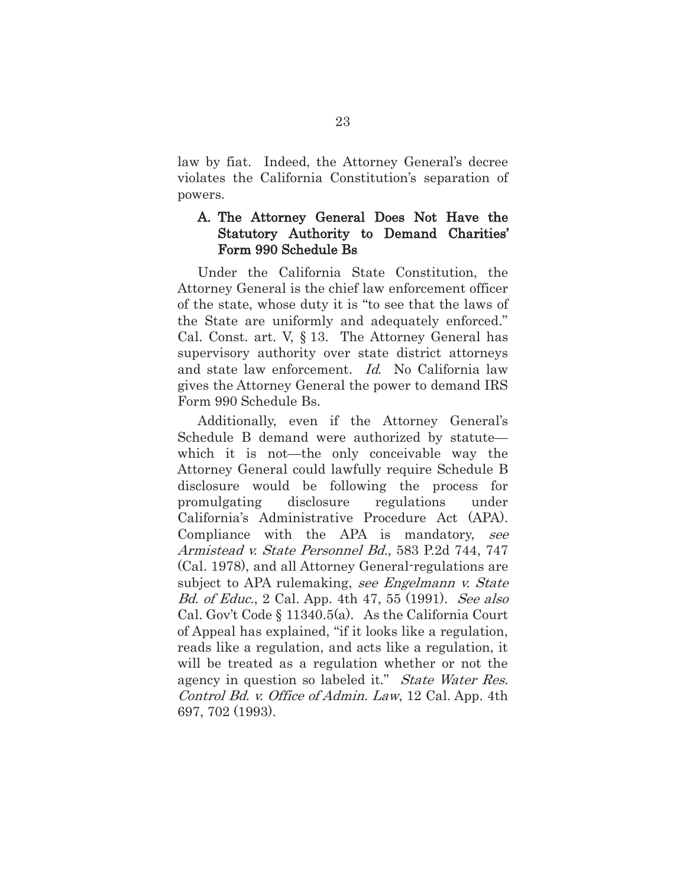law by fiat. Indeed, the Attorney General's decree violates the California Constitution's separation of powers.

### A. The Attorney General Does Not Have the Statutory Authority to Demand Charities' Form 990 Schedule Bs

Under the California State Constitution, the Attorney General is the chief law enforcement officer of the state, whose duty it is "to see that the laws of the State are uniformly and adequately enforced." Cal. Const. art. V, § 13. The Attorney General has supervisory authority over state district attorneys and state law enforcement. *Id.* No California law gives the Attorney General the power to demand IRS Form 990 Schedule Bs.

Additionally, even if the Attorney General's Schedule B demand were authorized by statute—which it is not—the only conceivable way the Attorney General could lawfully require Schedule B disclosure would be following the process for promulgating disclosure regulations under California's Administrative Procedure Act (APA). Compliance with the APA is mandatory, *see Armistead v. State Personnel Bd.*, 583 P.2d 744, 747 (Cal. 1978), and all Attorney General-regulations are subject to APA rulemaking, *see Engelmann v. State Bd. of Educ.*, 2 Cal. App. 4th 47, 55 (1991). *See also* Cal. Gov't Code § 11340.5(a). As the California Court of Appeal has explained, "if it looks like a regulation, reads like a regulation, and acts like a regulation, it will be treated as a regulation whether or not the agency in question so labeled it." *State Water Res. Control Bd. v. Office of Admin. Law*, 12 Cal. App. 4th 697, 702 (1993).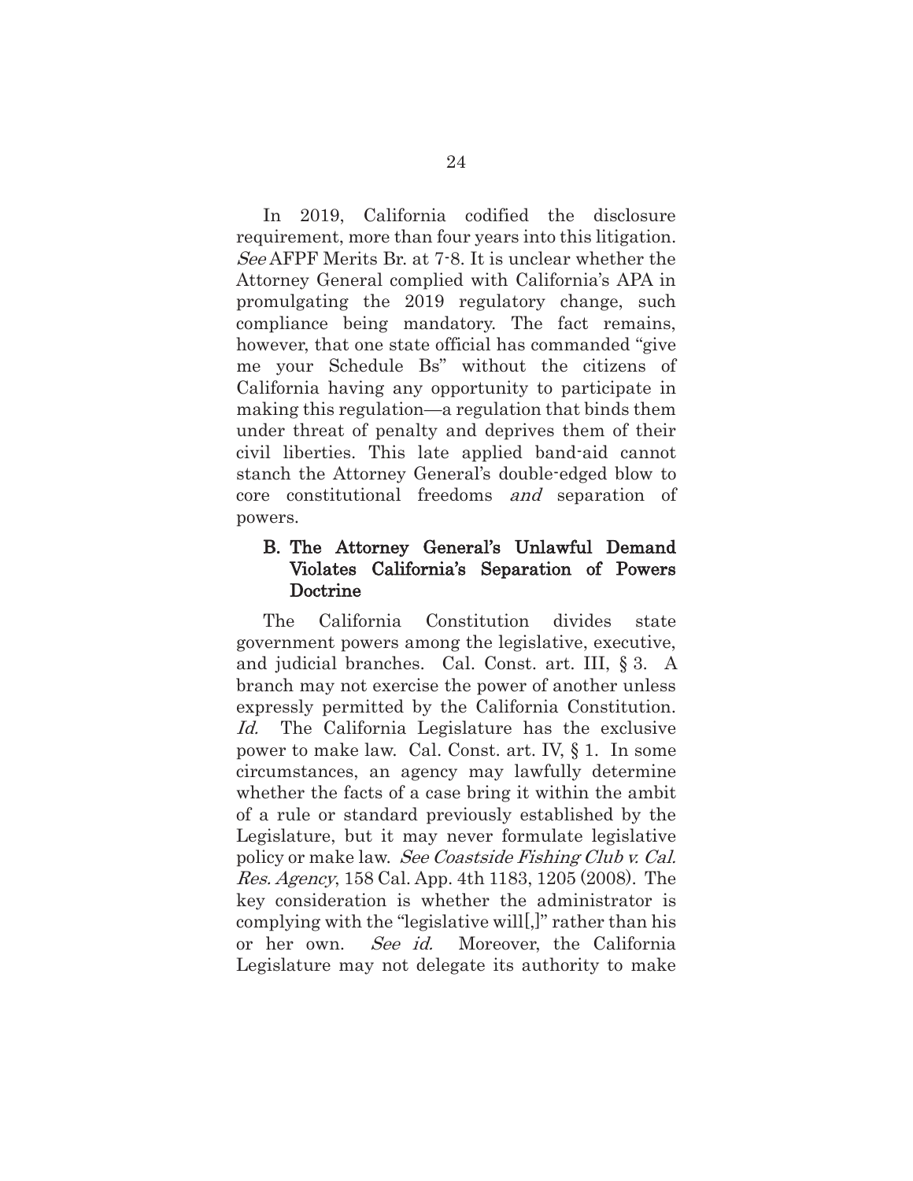In 2019, California codified the disclosure requirement, more than four years into this litigation. *See* AFPF Merits Br. at 7-8. It is unclear whether the Attorney General complied with California's APA in promulgating the 2019 regulatory change, such compliance being mandatory. The fact remains, however, that one state official has commanded "give me your Schedule Bs" without the citizens of California having any opportunity to participate in making this regulation—a regulation that binds them under threat of penalty and deprives them of their civil liberties. This late applied band-aid cannot stanch the Attorney General's double-edged blow to core constitutional freedoms *and* separation of powers.

### B. The Attorney General's Unlawful Demand Violates California's Separation of Powers Doctrine

The California Constitution divides state government powers among the legislative, executive, and judicial branches. Cal. Const. art. III, § 3. A branch may not exercise the power of another unless expressly permitted by the California Constitution. *Id.* The California Legislature has the exclusive power to make law. Cal. Const. art. IV, § 1. In some circumstances, an agency may lawfully determine whether the facts of a case bring it within the ambit of a rule or standard previously established by the Legislature, but it may never formulate legislative policy or make law. *See Coastside Fishing Club v. Cal. Res. Agency*, 158 Cal. App. 4th 1183, 1205 (2008). The key consideration is whether the administrator is complying with the "legislative will[,]" rather than his or her own. *See id.* Moreover, the California Legislature may not delegate its authority to make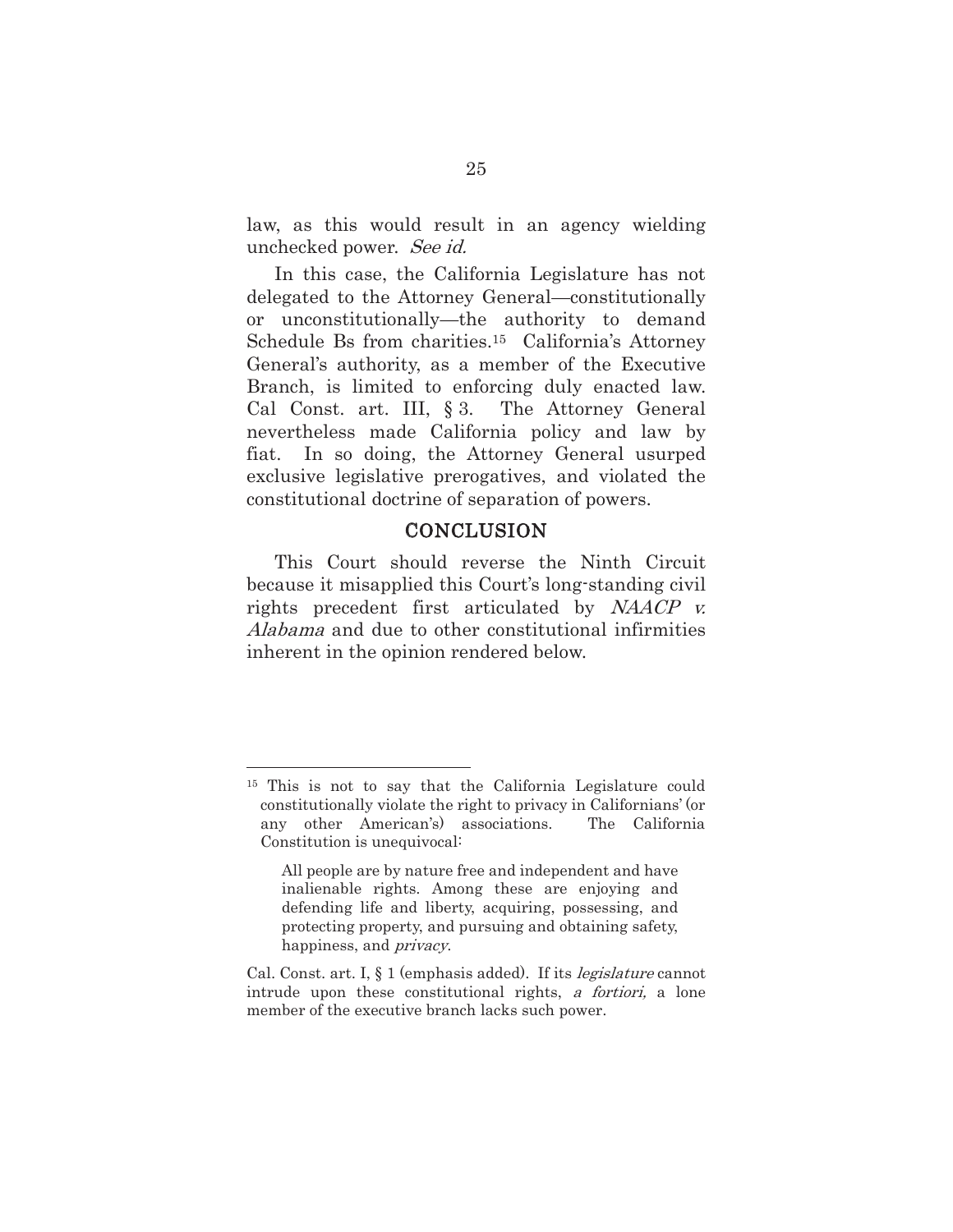law, as this would result in an agency wielding unchecked power. *See id.*

In this case, the California Legislature has not delegated to the Attorney General—constitutionally or unconstitutionally—the authority to demand Schedule Bs from charities.[15] California's Attorney General's authority, as a member of the Executive Branch, is limited to enforcing duly enacted law. Cal Const. art. III, § 3. The Attorney General nevertheless made California policy and law by fiat. In so doing, the Attorney General usurped exclusive legislative prerogatives, and violated the constitutional doctrine of separation of powers.

## CONCLUSION

This Court should reverse the Ninth Circuit because it misapplied this Court's long-standing civil rights precedent first articulated by *NAACP v. Alabama* and due to other constitutional infirmities inherent in the opinion rendered below.

---

[15] This is not to say that the California Legislature could constitutionally violate the right to privacy in Californians' (or any other American's) associations. The California Constitution is unequivocal:

> All people are by nature free and independent and have inalienable rights. Among these are enjoying and defending life and liberty, acquiring, possessing, and protecting property, and pursuing and obtaining safety, happiness, and *privacy*.

Cal. Const. art. I, § 1 (emphasis added). If its *legislature* cannot intrude upon these constitutional rights, *a fortiori,* a lone member of the executive branch lacks such power.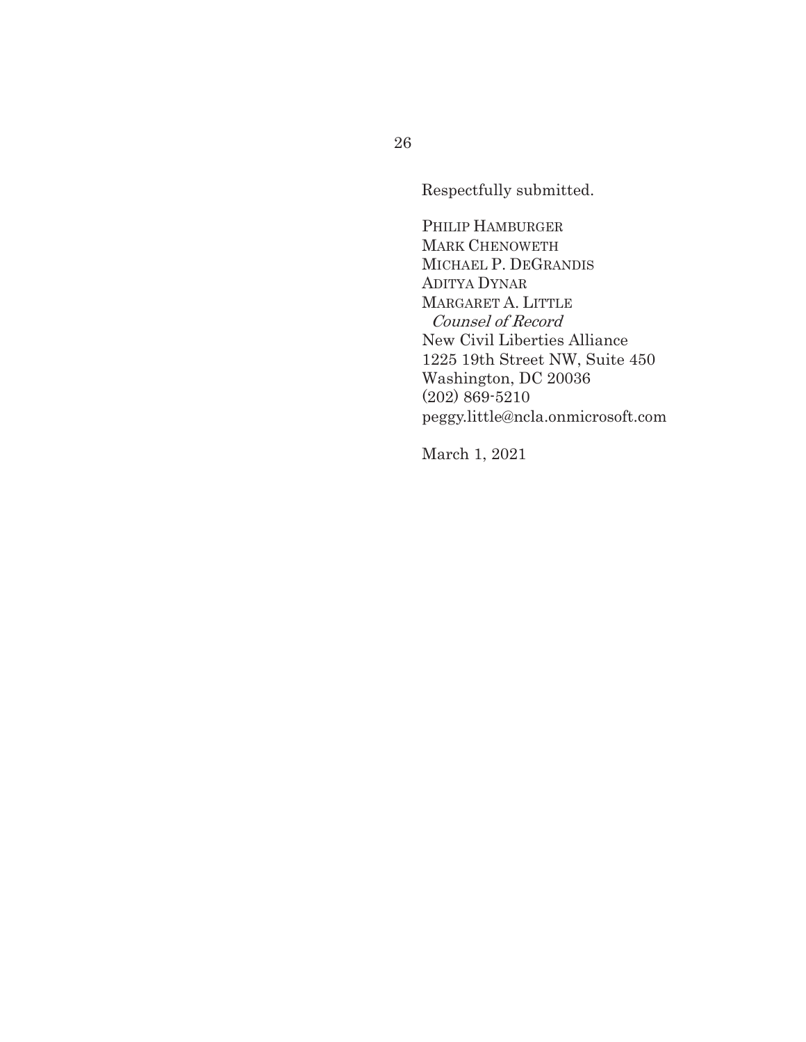Respectfully submitted.

PHILIP HAMBURGER
MARK CHENOWETH
MICHAEL P. DEGRANDIS
ADITYA DYNAR
MARGARET A. LITTLE
*Counsel of Record*
New Civil Liberties Alliance
1225 19th Street NW, Suite 450
Washington, DC 20036
(202) 869-5210
peggy.little@ncla.onmicrosoft.com

March 1, 2021